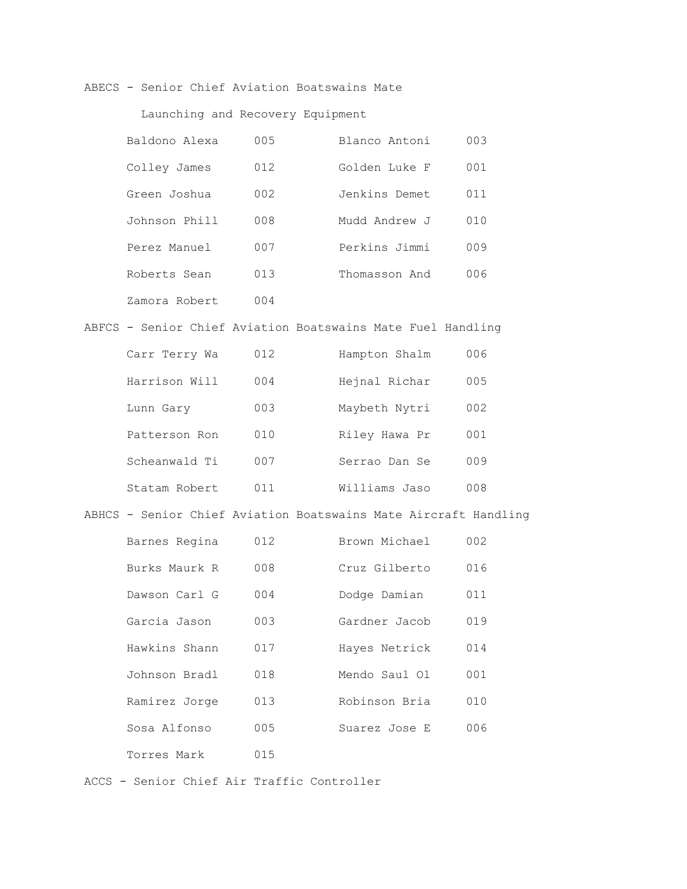ABECS - Senior Chief Aviation Boatswains Mate

Launching and Recovery Equipment

| | | | |
|---|---|---|---|
| Baldono Alexa | 005 | Blanco Antoni | 003 |
| Colley James | 012 | Golden Luke F | 001 |
| Green Joshua | 002 | Jenkins Demet | 011 |
| Johnson Phill | 008 | Mudd Andrew J | 010 |
| Perez Manuel | 007 | Perkins Jimmi | 009 |
| Roberts Sean | 013 | Thomasson And | 006 |
| Zamora Robert | 004 | | |

ABFCS - Senior Chief Aviation Boatswains Mate Fuel Handling

| | | | |
|---|---|---|---|
| Carr Terry Wa | 012 | Hampton Shalm | 006 |
| Harrison Will | 004 | Hejnal Richar | 005 |
| Lunn Gary | 003 | Maybeth Nytri | 002 |
| Patterson Ron | 010 | Riley Hawa Pr | 001 |
| Scheanwald Ti | 007 | Serrao Dan Se | 009 |
| Statam Robert | 011 | Williams Jaso | 008 |

ABHCS - Senior Chief Aviation Boatswains Mate Aircraft Handling

| | | | |
|---|---|---|---|
| Barnes Regina | 012 | Brown Michael | 002 |
| Burks Maurk R | 008 | Cruz Gilberto | 016 |
| Dawson Carl G | 004 | Dodge Damian | 011 |
| Garcia Jason | 003 | Gardner Jacob | 019 |
| Hawkins Shann | 017 | Hayes Netrick | 014 |
| Johnson Bradl | 018 | Mendo Saul Ol | 001 |
| Ramirez Jorge | 013 | Robinson Bria | 010 |
| Sosa Alfonso | 005 | Suarez Jose E | 006 |
| Torres Mark | 015 | | |

ACCS - Senior Chief Air Traffic Controller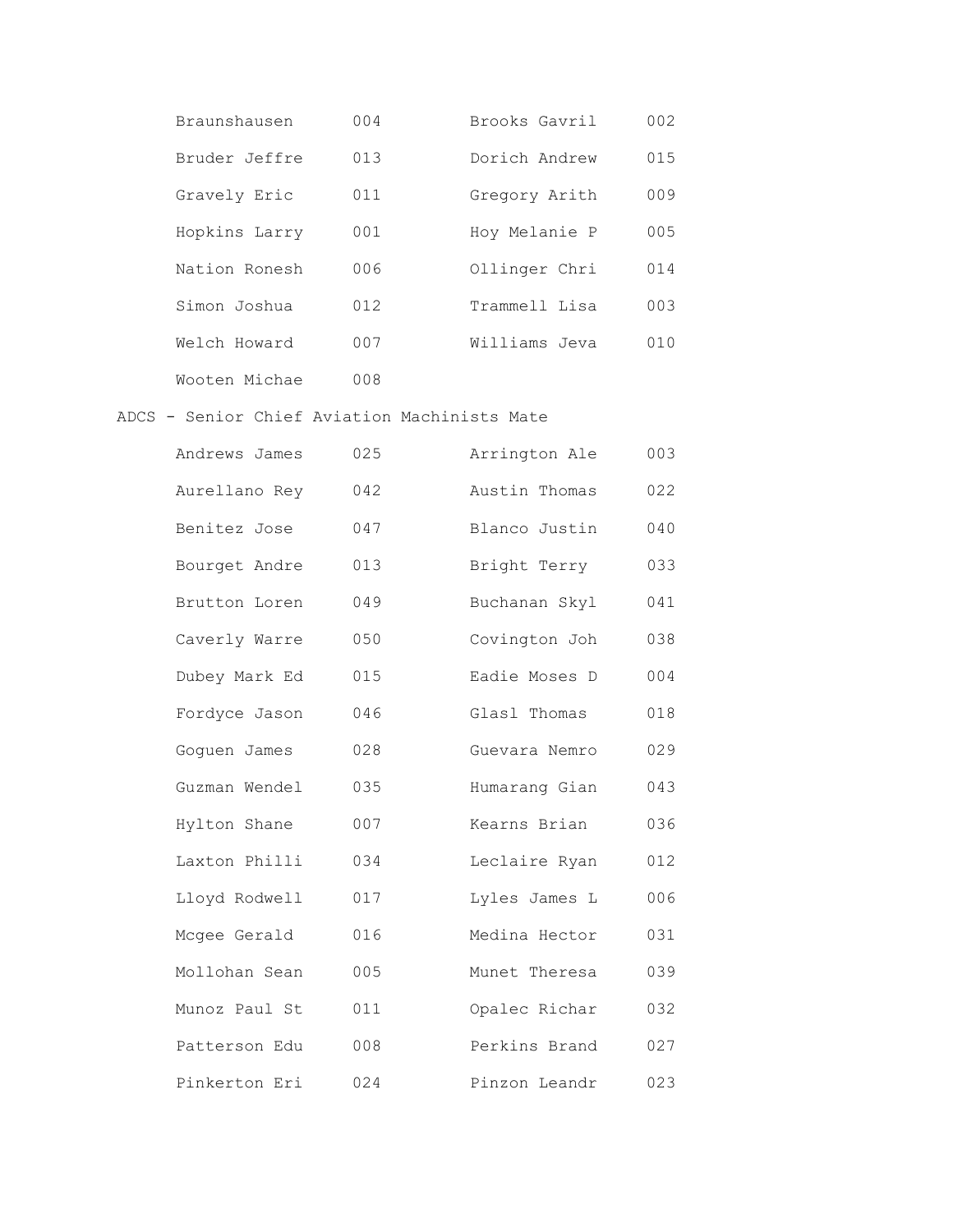| | | | |
|---|---|---|---|
| Braunshausen | 004 | Brooks Gavril | 002 |
| Bruder Jeffre | 013 | Dorich Andrew | 015 |
| Gravely Eric | 011 | Gregory Arith | 009 |
| Hopkins Larry | 001 | Hoy Melanie P | 005 |
| Nation Ronesh | 006 | Ollinger Chri | 014 |
| Simon Joshua | 012 | Trammell Lisa | 003 |
| Welch Howard | 007 | Williams Jeva | 010 |
| Wooten Michae | 008 | | |

ADCS - Senior Chief Aviation Machinists Mate

| | | | |
|---|---|---|---|
| Andrews James | 025 | Arrington Ale | 003 |
| Aurellano Rey | 042 | Austin Thomas | 022 |
| Benitez Jose | 047 | Blanco Justin | 040 |
| Bourget Andre | 013 | Bright Terry | 033 |
| Brutton Loren | 049 | Buchanan Skyl | 041 |
| Caverly Warre | 050 | Covington Joh | 038 |
| Dubey Mark Ed | 015 | Eadie Moses D | 004 |
| Fordyce Jason | 046 | Glasl Thomas | 018 |
| Goguen James | 028 | Guevara Nemro | 029 |
| Guzman Wendel | 035 | Humarang Gian | 043 |
| Hylton Shane | 007 | Kearns Brian | 036 |
| Laxton Philli | 034 | Leclaire Ryan | 012 |
| Lloyd Rodwell | 017 | Lyles James L | 006 |
| Mcgee Gerald | 016 | Medina Hector | 031 |
| Mollohan Sean | 005 | Munet Theresa | 039 |
| Munoz Paul St | 011 | Opalec Richar | 032 |
| Patterson Edu | 008 | Perkins Brand | 027 |
| Pinkerton Eri | 024 | Pinzon Leandr | 023 |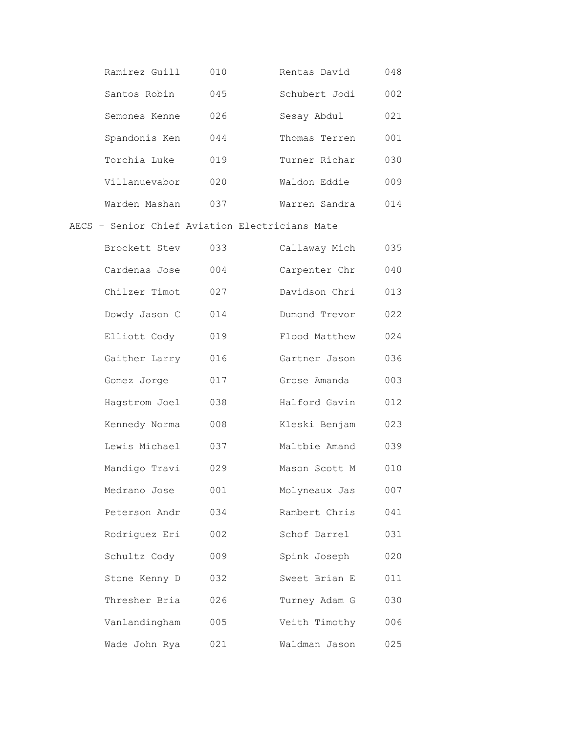| | | | |
|---|---|---|---|
| Ramirez Guill | 010 | Rentas David | 048 |
| Santos Robin | 045 | Schubert Jodi | 002 |
| Semones Kenne | 026 | Sesay Abdul | 021 |
| Spandonis Ken | 044 | Thomas Terren | 001 |
| Torchia Luke | 019 | Turner Richar | 030 |
| Villanuevabor | 020 | Waldon Eddie | 009 |
| Warden Mashan | 037 | Warren Sandra | 014 |

AECS - Senior Chief Aviation Electricians Mate

| | | | |
|---|---|---|---|
| Brockett Stev | 033 | Callaway Mich | 035 |
| Cardenas Jose | 004 | Carpenter Chr | 040 |
| Chilzer Timot | 027 | Davidson Chri | 013 |
| Dowdy Jason C | 014 | Dumond Trevor | 022 |
| Elliott Cody | 019 | Flood Matthew | 024 |
| Gaither Larry | 016 | Gartner Jason | 036 |
| Gomez Jorge | 017 | Grose Amanda | 003 |
| Hagstrom Joel | 038 | Halford Gavin | 012 |
| Kennedy Norma | 008 | Kleski Benjam | 023 |
| Lewis Michael | 037 | Maltbie Amand | 039 |
| Mandigo Travi | 029 | Mason Scott M | 010 |
| Medrano Jose | 001 | Molyneaux Jas | 007 |
| Peterson Andr | 034 | Rambert Chris | 041 |
| Rodriguez Eri | 002 | Schof Darrel | 031 |
| Schultz Cody | 009 | Spink Joseph | 020 |
| Stone Kenny D | 032 | Sweet Brian E | 011 |
| Thresher Bria | 026 | Turney Adam G | 030 |
| Vanlandingham | 005 | Veith Timothy | 006 |
| Wade John Rya | 021 | Waldman Jason | 025 |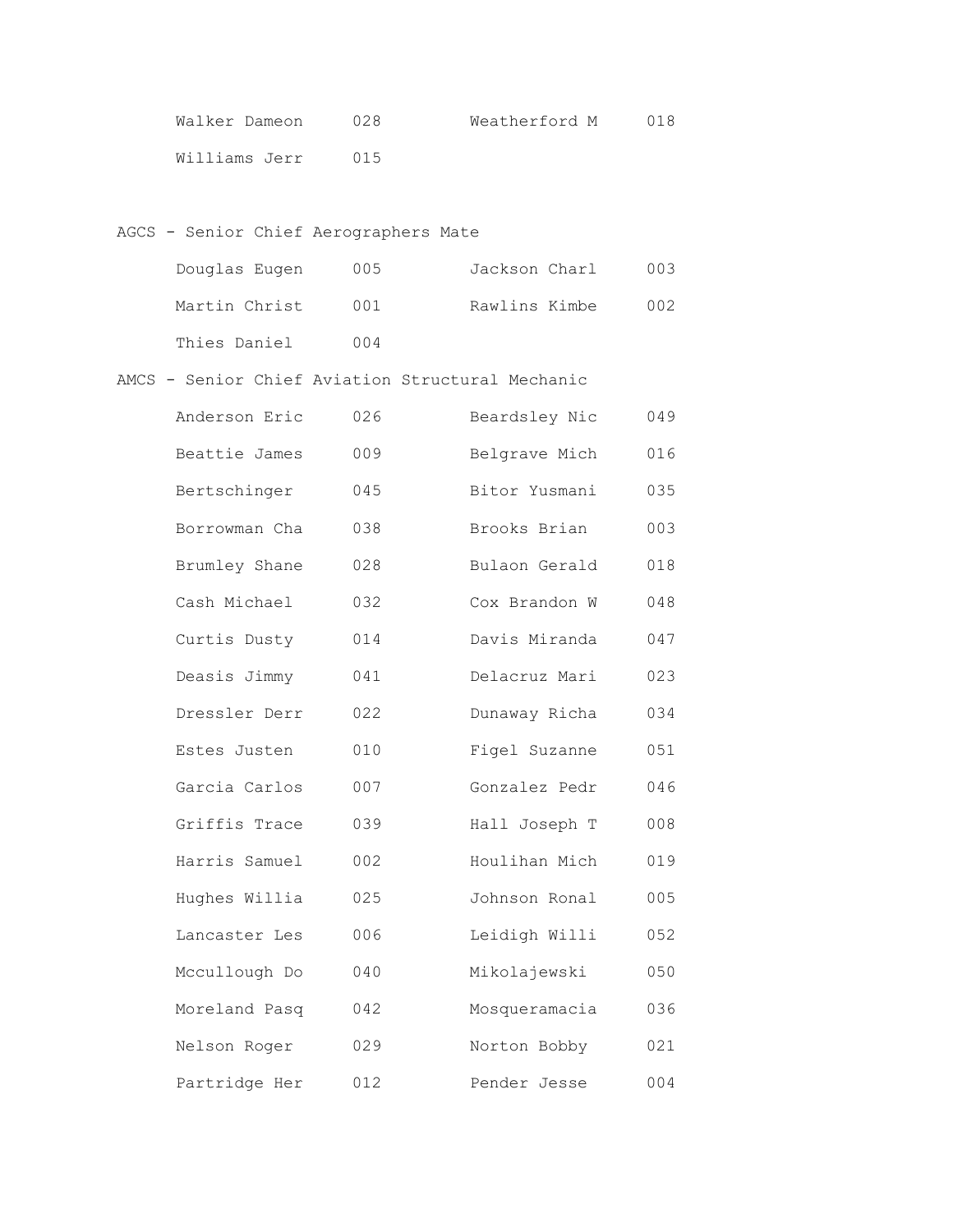| | | | |
|---|---|---|---|
| Walker Dameon | 028 | Weatherford M | 018 |
| Williams Jerr | 015 | | |

AGCS - Senior Chief Aerographers Mate

| | | | |
|---|---|---|---|
| Douglas Eugen | 005 | Jackson Charl | 003 |
| Martin Christ | 001 | Rawlins Kimbe | 002 |
| Thies Daniel | 004 | | |

AMCS - Senior Chief Aviation Structural Mechanic

| | | | |
|---|---|---|---|
| Anderson Eric | 026 | Beardsley Nic | 049 |
| Beattie James | 009 | Belgrave Mich | 016 |
| Bertschinger | 045 | Bitor Yusmani | 035 |
| Borrowman Cha | 038 | Brooks Brian | 003 |
| Brumley Shane | 028 | Bulaon Gerald | 018 |
| Cash Michael | 032 | Cox Brandon W | 048 |
| Curtis Dusty | 014 | Davis Miranda | 047 |
| Deasis Jimmy | 041 | Delacruz Mari | 023 |
| Dressler Derr | 022 | Dunaway Richa | 034 |
| Estes Justen | 010 | Figel Suzanne | 051 |
| Garcia Carlos | 007 | Gonzalez Pedr | 046 |
| Griffis Trace | 039 | Hall Joseph T | 008 |
| Harris Samuel | 002 | Houlihan Mich | 019 |
| Hughes Willia | 025 | Johnson Ronal | 005 |
| Lancaster Les | 006 | Leidigh Willi | 052 |
| Mccullough Do | 040 | Mikolajewski | 050 |
| Moreland Pasq | 042 | Mosqueramacia | 036 |
| Nelson Roger | 029 | Norton Bobby | 021 |
| Partridge Her | 012 | Pender Jesse | 004 |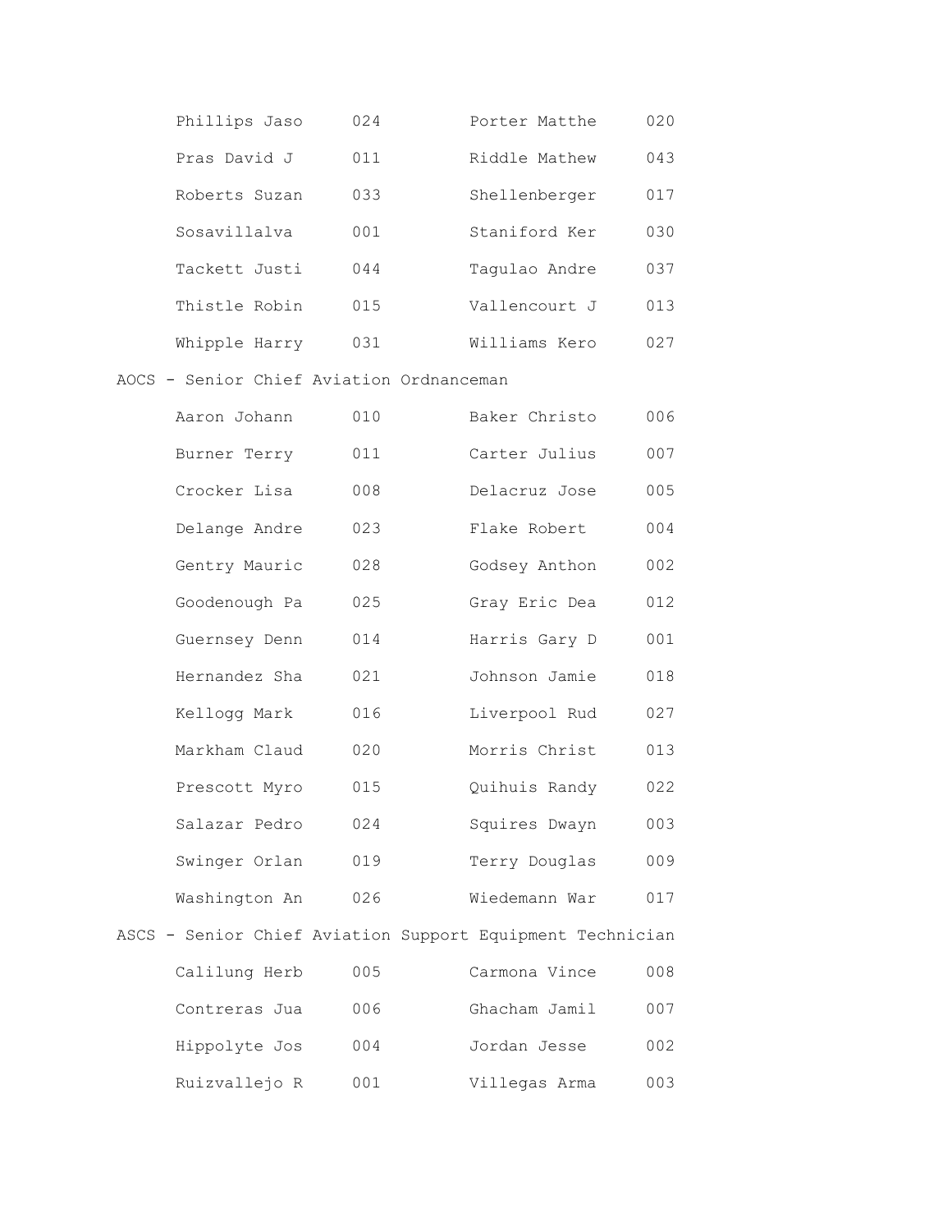| | | | |
|---|---|---|---|
| Phillips Jaso | 024 | Porter Matthe | 020 |
| Pras David J | 011 | Riddle Mathew | 043 |
| Roberts Suzan | 033 | Shellenberger | 017 |
| Sosavillalva | 001 | Staniford Ker | 030 |
| Tackett Justi | 044 | Tagulao Andre | 037 |
| Thistle Robin | 015 | Vallencourt J | 013 |
| Whipple Harry | 031 | Williams Kero | 027 |

AOCS - Senior Chief Aviation Ordnanceman

| | | | |
|---|---|---|---|
| Aaron Johann | 010 | Baker Christo | 006 |
| Burner Terry | 011 | Carter Julius | 007 |
| Crocker Lisa | 008 | Delacruz Jose | 005 |
| Delange Andre | 023 | Flake Robert | 004 |
| Gentry Mauric | 028 | Godsey Anthon | 002 |
| Goodenough Pa | 025 | Gray Eric Dea | 012 |
| Guernsey Denn | 014 | Harris Gary D | 001 |
| Hernandez Sha | 021 | Johnson Jamie | 018 |
| Kellogg Mark | 016 | Liverpool Rud | 027 |
| Markham Claud | 020 | Morris Christ | 013 |
| Prescott Myro | 015 | Quihuis Randy | 022 |
| Salazar Pedro | 024 | Squires Dwayn | 003 |
| Swinger Orlan | 019 | Terry Douglas | 009 |
| Washington An | 026 | Wiedemann War | 017 |

ASCS - Senior Chief Aviation Support Equipment Technician

| | | | |
|---|---|---|---|
| Calilung Herb | 005 | Carmona Vince | 008 |
| Contreras Jua | 006 | Ghacham Jamil | 007 |
| Hippolyte Jos | 004 | Jordan Jesse | 002 |
| Ruizvallejo R | 001 | Villegas Arma | 003 |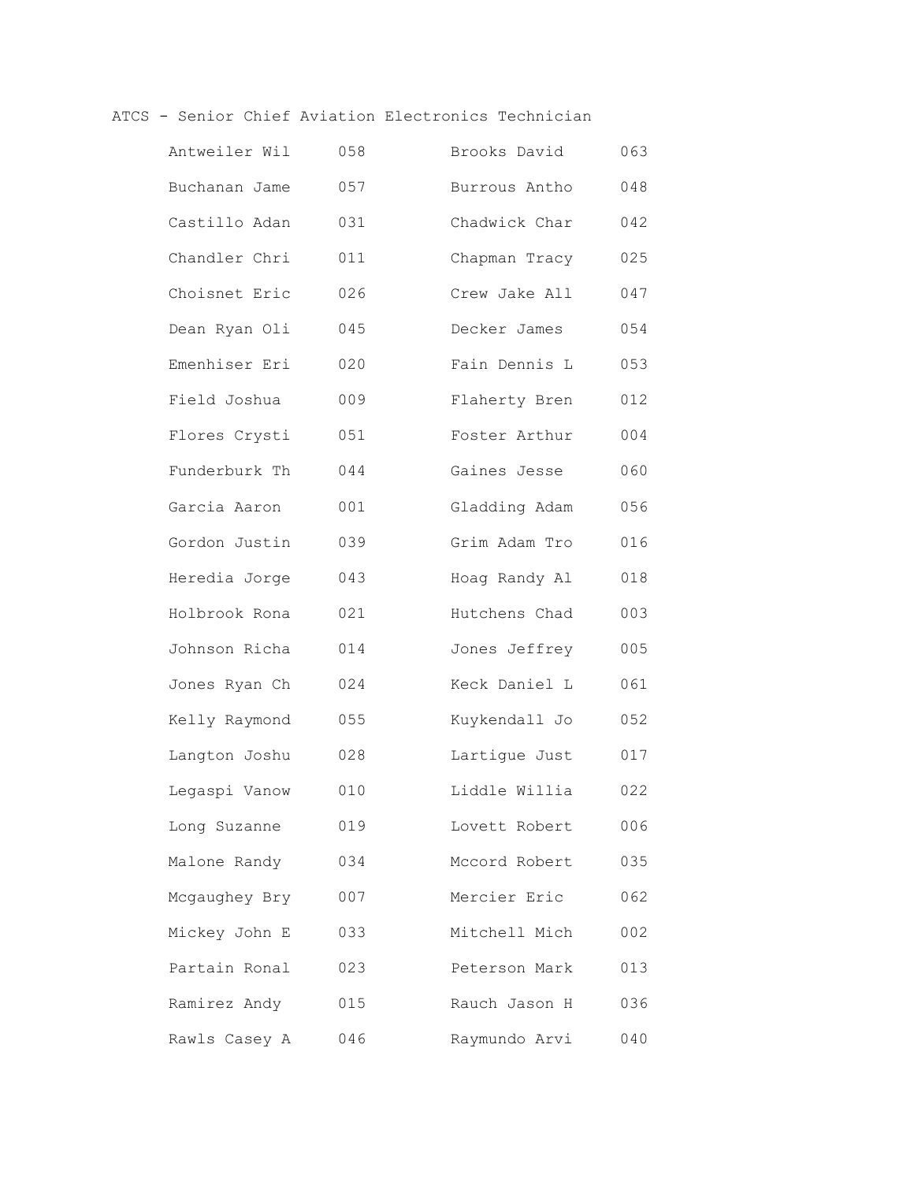ATCS - Senior Chief Aviation Electronics Technician

| | | | |
|---|---|---|---|
| Antweiler Wil | 058 | Brooks David | 063 |
| Buchanan Jame | 057 | Burrous Antho | 048 |
| Castillo Adan | 031 | Chadwick Char | 042 |
| Chandler Chri | 011 | Chapman Tracy | 025 |
| Choisnet Eric | 026 | Crew Jake All | 047 |
| Dean Ryan Oli | 045 | Decker James | 054 |
| Emenhiser Eri | 020 | Fain Dennis L | 053 |
| Field Joshua | 009 | Flaherty Bren | 012 |
| Flores Crysti | 051 | Foster Arthur | 004 |
| Funderburk Th | 044 | Gaines Jesse | 060 |
| Garcia Aaron | 001 | Gladding Adam | 056 |
| Gordon Justin | 039 | Grim Adam Tro | 016 |
| Heredia Jorge | 043 | Hoag Randy Al | 018 |
| Holbrook Rona | 021 | Hutchens Chad | 003 |
| Johnson Richa | 014 | Jones Jeffrey | 005 |
| Jones Ryan Ch | 024 | Keck Daniel L | 061 |
| Kelly Raymond | 055 | Kuykendall Jo | 052 |
| Langton Joshu | 028 | Lartigue Just | 017 |
| Legaspi Vanow | 010 | Liddle Willia | 022 |
| Long Suzanne | 019 | Lovett Robert | 006 |
| Malone Randy | 034 | Mccord Robert | 035 |
| Mcgaughey Bry | 007 | Mercier Eric | 062 |
| Mickey John E | 033 | Mitchell Mich | 002 |
| Partain Ronal | 023 | Peterson Mark | 013 |
| Ramirez Andy | 015 | Rauch Jason H | 036 |
| Rawls Casey A | 046 | Raymundo Arvi | 040 |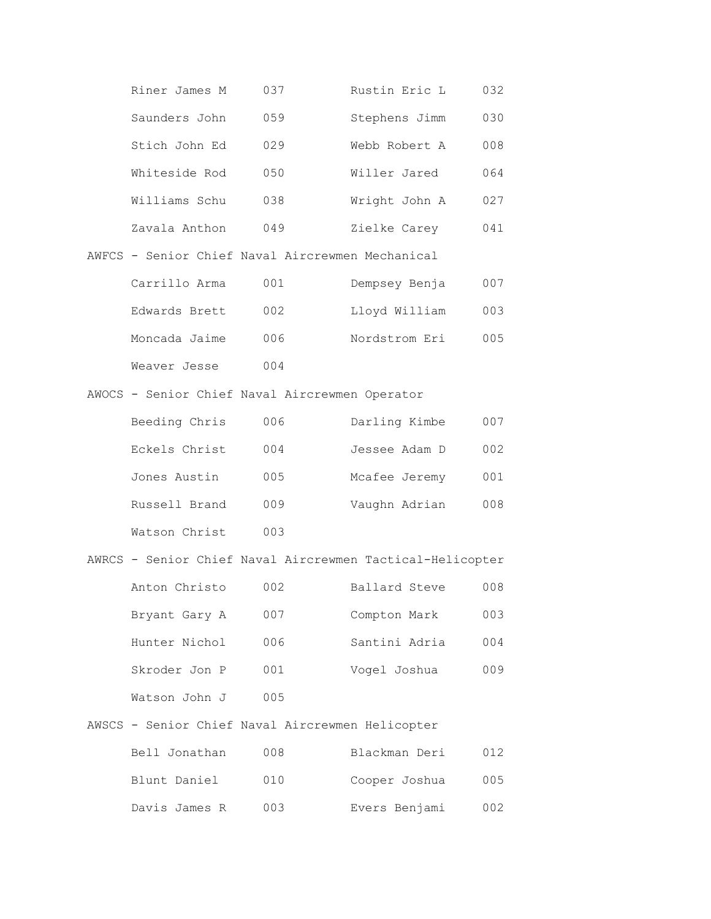| | | | |
|---|---|---|---|
| Riner James M | 037 | Rustin Eric L | 032 |
| Saunders John | 059 | Stephens Jimm | 030 |
| Stich John Ed | 029 | Webb Robert A | 008 |
| Whiteside Rod | 050 | Willer Jared | 064 |
| Williams Schu | 038 | Wright John A | 027 |
| Zavala Anthon | 049 | Zielke Carey | 041 |

AWFCS - Senior Chief Naval Aircrewmen Mechanical

| | | | |
|---|---|---|---|
| Carrillo Arma | 001 | Dempsey Benja | 007 |
| Edwards Brett | 002 | Lloyd William | 003 |
| Moncada Jaime | 006 | Nordstrom Eri | 005 |
| Weaver Jesse | 004 | | |

AWOCS - Senior Chief Naval Aircrewmen Operator

| | | | |
|---|---|---|---|
| Beeding Chris | 006 | Darling Kimbe | 007 |
| Eckels Christ | 004 | Jessee Adam D | 002 |
| Jones Austin | 005 | Mcafee Jeremy | 001 |
| Russell Brand | 009 | Vaughn Adrian | 008 |
| Watson Christ | 003 | | |

AWRCS - Senior Chief Naval Aircrewmen Tactical-Helicopter

| | | | |
|---|---|---|---|
| Anton Christo | 002 | Ballard Steve | 008 |
| Bryant Gary A | 007 | Compton Mark | 003 |
| Hunter Nichol | 006 | Santini Adria | 004 |
| Skroder Jon P | 001 | Vogel Joshua | 009 |
| Watson John J | 005 | | |

AWSCS - Senior Chief Naval Aircrewmen Helicopter

| | | | |
|---|---|---|---|
| Bell Jonathan | 008 | Blackman Deri | 012 |
| Blunt Daniel | 010 | Cooper Joshua | 005 |
| Davis James R | 003 | Evers Benjami | 002 |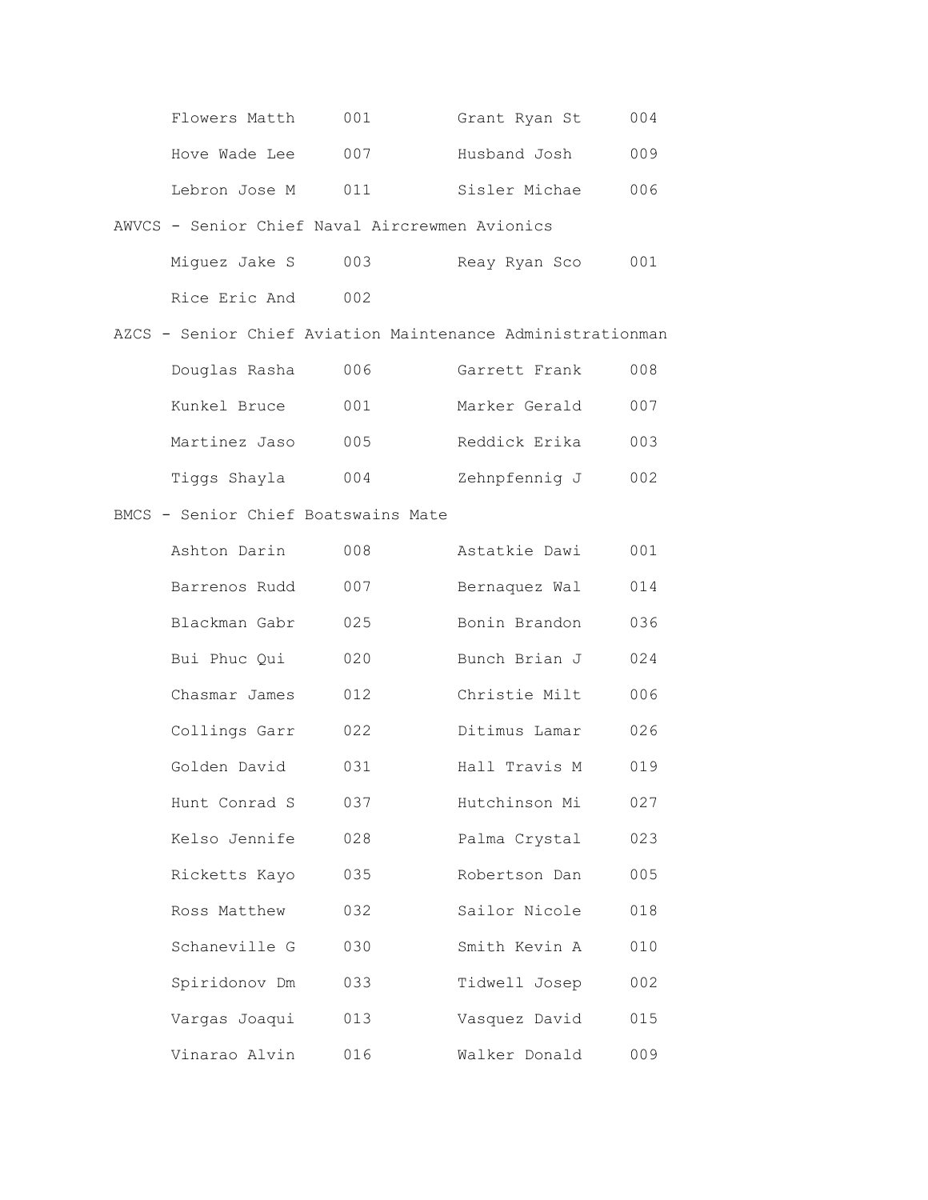| | | | |
|---|---|---|---|
| Flowers Matth | 001 | Grant Ryan St | 004 |
| Hove Wade Lee | 007 | Husband Josh | 009 |
| Lebron Jose M | 011 | Sisler Michae | 006 |

AWVCS - Senior Chief Naval Aircrewmen Avionics

| | | | |
|---|---|---|---|
| Miguez Jake S | 003 | Reay Ryan Sco | 001 |
| Rice Eric And | 002 | | |

AZCS - Senior Chief Aviation Maintenance Administrationman

| | | | |
|---|---|---|---|
| Douglas Rasha | 006 | Garrett Frank | 008 |
| Kunkel Bruce | 001 | Marker Gerald | 007 |
| Martinez Jaso | 005 | Reddick Erika | 003 |
| Tiggs Shayla | 004 | Zehnpfennig J | 002 |

BMCS - Senior Chief Boatswains Mate

| | | | |
|---|---|---|---|
| Ashton Darin | 008 | Astatkie Dawi | 001 |
| Barrenos Rudd | 007 | Bernaquez Wal | 014 |
| Blackman Gabr | 025 | Bonin Brandon | 036 |
| Bui Phuc Qui | 020 | Bunch Brian J | 024 |
| Chasmar James | 012 | Christie Milt | 006 |
| Collings Garr | 022 | Ditimus Lamar | 026 |
| Golden David | 031 | Hall Travis M | 019 |
| Hunt Conrad S | 037 | Hutchinson Mi | 027 |
| Kelso Jennife | 028 | Palma Crystal | 023 |
| Ricketts Kayo | 035 | Robertson Dan | 005 |
| Ross Matthew | 032 | Sailor Nicole | 018 |
| Schaneville G | 030 | Smith Kevin A | 010 |
| Spiridonov Dm | 033 | Tidwell Josep | 002 |
| Vargas Joaqui | 013 | Vasquez David | 015 |
| Vinarao Alvin | 016 | Walker Donald | 009 |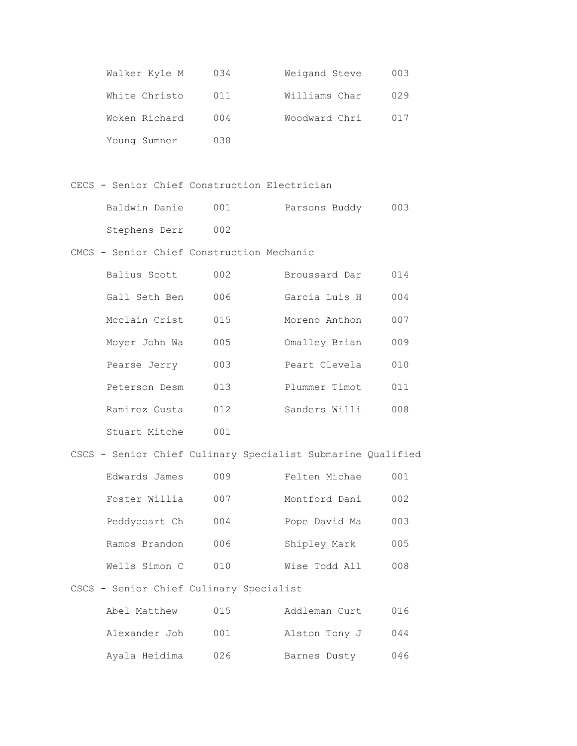| | | | |
|---|---|---|---|
| Walker Kyle M | 034 | Weigand Steve | 003 |
| White Christo | 011 | Williams Char | 029 |
| Woken Richard | 004 | Woodward Chri | 017 |
| Young Sumner | 038 | | |

CECS - Senior Chief Construction Electrician

| | | | |
|---|---|---|---|
| Baldwin Danie | 001 | Parsons Buddy | 003 |
| Stephens Derr | 002 | | |

CMCS - Senior Chief Construction Mechanic

| | | | |
|---|---|---|---|
| Balius Scott | 002 | Broussard Dar | 014 |
| Gall Seth Ben | 006 | Garcia Luis H | 004 |
| Mcclain Crist | 015 | Moreno Anthon | 007 |
| Moyer John Wa | 005 | Omalley Brian | 009 |
| Pearse Jerry | 003 | Peart Clevela | 010 |
| Peterson Desm | 013 | Plummer Timot | 011 |
| Ramirez Gusta | 012 | Sanders Willi | 008 |
| Stuart Mitche | 001 | | |

CSCS - Senior Chief Culinary Specialist Submarine Qualified

| | | | |
|---|---|---|---|
| Edwards James | 009 | Felten Michae | 001 |
| Foster Willia | 007 | Montford Dani | 002 |
| Peddycoart Ch | 004 | Pope David Ma | 003 |
| Ramos Brandon | 006 | Shipley Mark | 005 |
| Wells Simon C | 010 | Wise Todd All | 008 |

CSCS - Senior Chief Culinary Specialist

| | | | |
|---|---|---|---|
| Abel Matthew | 015 | Addleman Curt | 016 |
| Alexander Joh | 001 | Alston Tony J | 044 |
| Ayala Heidima | 026 | Barnes Dusty | 046 |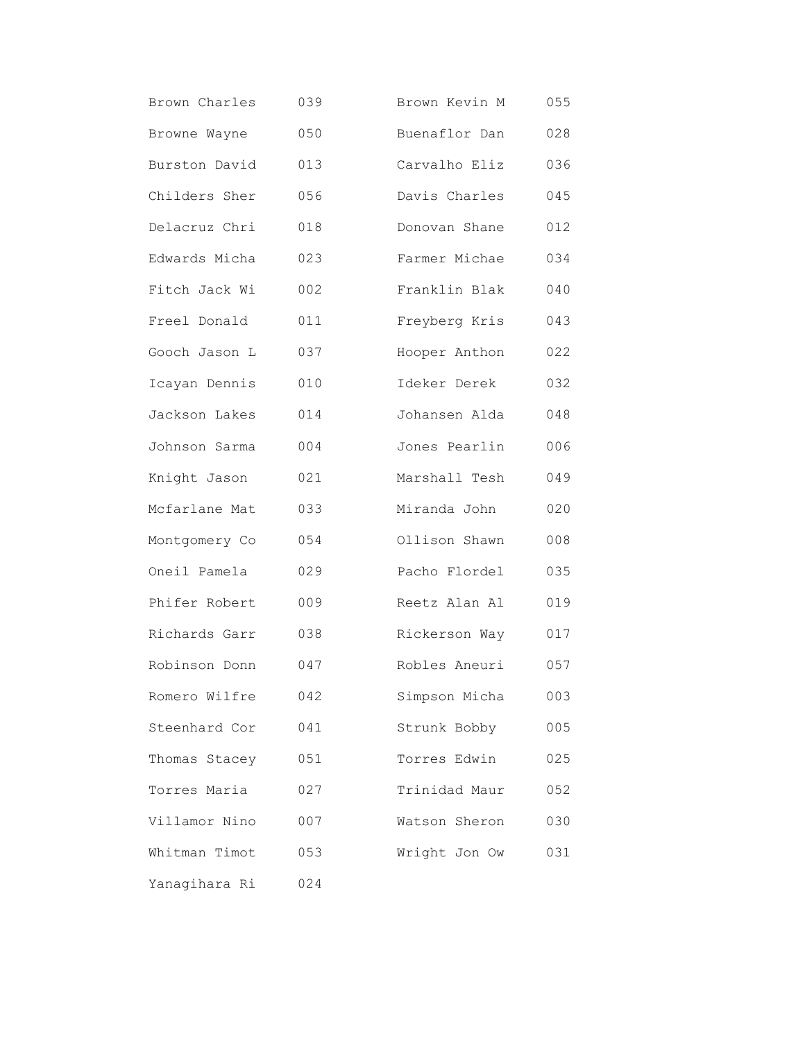| | | | |
|---|---|---|---|
| Brown Charles | 039 | Brown Kevin M | 055 |
| Browne Wayne | 050 | Buenaflor Dan | 028 |
| Burston David | 013 | Carvalho Eliz | 036 |
| Childers Sher | 056 | Davis Charles | 045 |
| Delacruz Chri | 018 | Donovan Shane | 012 |
| Edwards Micha | 023 | Farmer Michae | 034 |
| Fitch Jack Wi | 002 | Franklin Blak | 040 |
| Freel Donald | 011 | Freyberg Kris | 043 |
| Gooch Jason L | 037 | Hooper Anthon | 022 |
| Icayan Dennis | 010 | Ideker Derek | 032 |
| Jackson Lakes | 014 | Johansen Alda | 048 |
| Johnson Sarma | 004 | Jones Pearlin | 006 |
| Knight Jason | 021 | Marshall Tesh | 049 |
| Mcfarlane Mat | 033 | Miranda John | 020 |
| Montgomery Co | 054 | Ollison Shawn | 008 |
| Oneil Pamela | 029 | Pacho Flordel | 035 |
| Phifer Robert | 009 | Reetz Alan Al | 019 |
| Richards Garr | 038 | Rickerson Way | 017 |
| Robinson Donn | 047 | Robles Aneuri | 057 |
| Romero Wilfre | 042 | Simpson Micha | 003 |
| Steenhard Cor | 041 | Strunk Bobby | 005 |
| Thomas Stacey | 051 | Torres Edwin | 025 |
| Torres Maria | 027 | Trinidad Maur | 052 |
| Villamor Nino | 007 | Watson Sheron | 030 |
| Whitman Timot | 053 | Wright Jon Ow | 031 |
| Yanagihara Ri | 024 | | |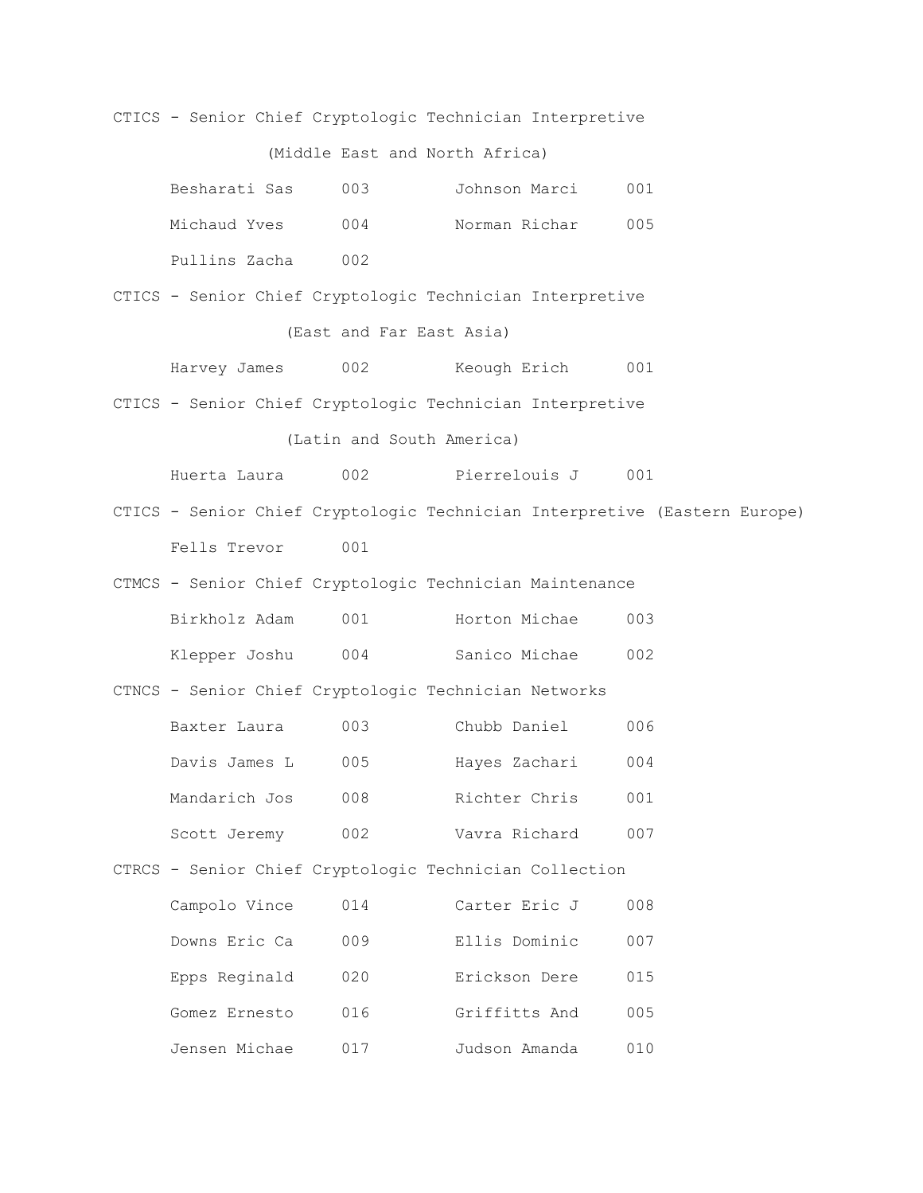CTICS - Senior Chief Cryptologic Technician Interpretive

(Middle East and North Africa)

| | | | |
|---|---|---|---|
| Besharati Sas | 003 | Johnson Marci | 001 |
| Michaud Yves | 004 | Norman Richar | 005 |
| Pullins Zacha | 002 | | |

CTICS - Senior Chief Cryptologic Technician Interpretive

(East and Far East Asia)

| | | | |
|---|---|---|---|
| Harvey James | 002 | Keough Erich | 001 |

CTICS - Senior Chief Cryptologic Technician Interpretive

(Latin and South America)

| | | | |
|---|---|---|---|
| Huerta Laura | 002 | Pierrelouis J | 001 |

CTICS - Senior Chief Cryptologic Technician Interpretive (Eastern Europe)

| | |
|---|---|
| Fells Trevor | 001 |

CTMCS - Senior Chief Cryptologic Technician Maintenance

| | | | |
|---|---|---|---|
| Birkholz Adam | 001 | Horton Michae | 003 |
| Klepper Joshu | 004 | Sanico Michae | 002 |

CTNCS - Senior Chief Cryptologic Technician Networks

| | | | |
|---|---|---|---|
| Baxter Laura | 003 | Chubb Daniel | 006 |
| Davis James L | 005 | Hayes Zachari | 004 |
| Mandarich Jos | 008 | Richter Chris | 001 |
| Scott Jeremy | 002 | Vavra Richard | 007 |

CTRCS - Senior Chief Cryptologic Technician Collection

| | | | |
|---|---|---|---|
| Campolo Vince | 014 | Carter Eric J | 008 |
| Downs Eric Ca | 009 | Ellis Dominic | 007 |
| Epps Reginald | 020 | Erickson Dere | 015 |
| Gomez Ernesto | 016 | Griffitts And | 005 |
| Jensen Michae | 017 | Judson Amanda | 010 |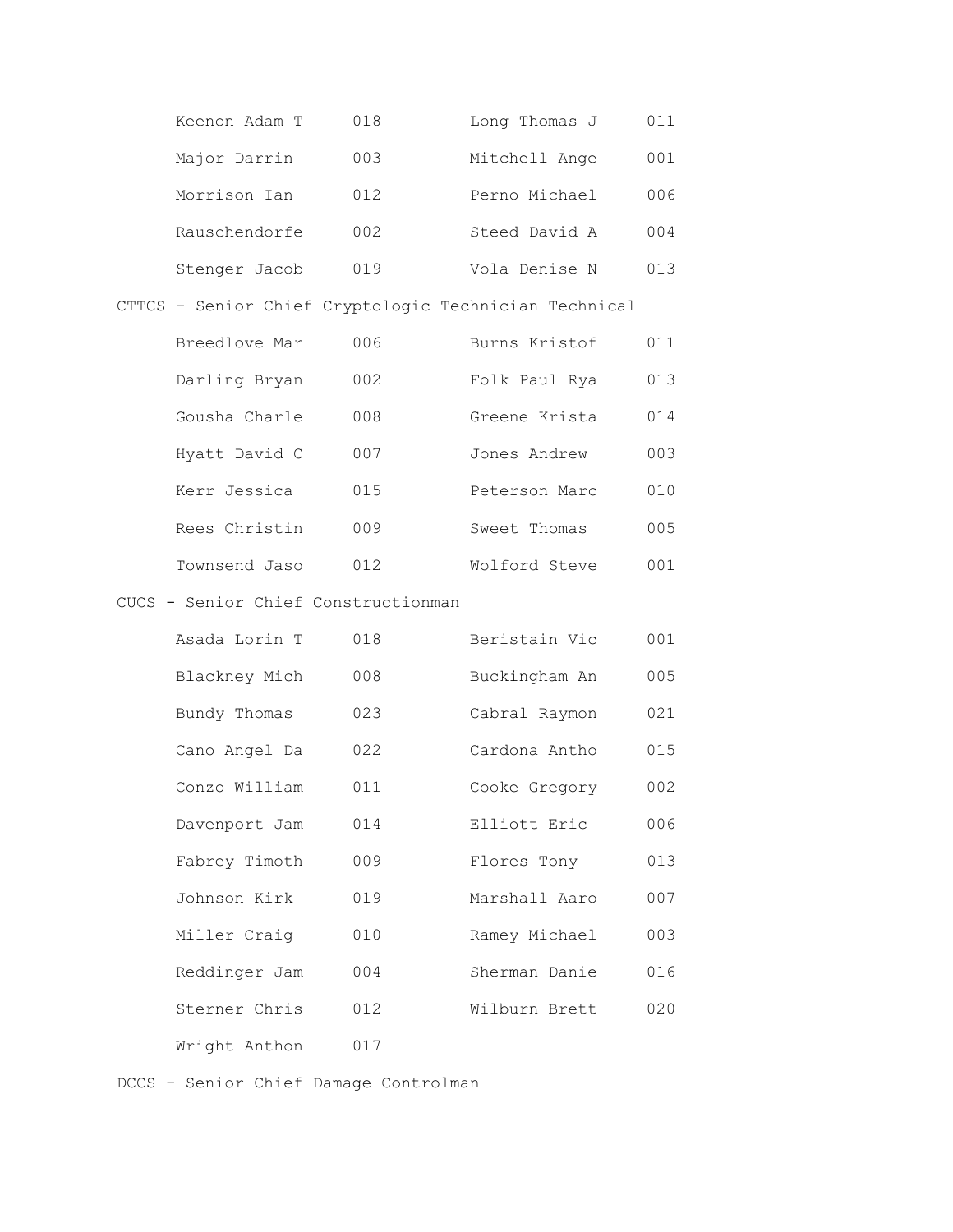| | | | |
|---|---|---|---|
| Keenon Adam T | 018 | Long Thomas J | 011 |
| Major Darrin | 003 | Mitchell Ange | 001 |
| Morrison Ian | 012 | Perno Michael | 006 |
| Rauschendorfe | 002 | Steed David A | 004 |
| Stenger Jacob | 019 | Vola Denise N | 013 |

CTTCS - Senior Chief Cryptologic Technician Technical

| | | | |
|---|---|---|---|
| Breedlove Mar | 006 | Burns Kristof | 011 |
| Darling Bryan | 002 | Folk Paul Rya | 013 |
| Gousha Charle | 008 | Greene Krista | 014 |
| Hyatt David C | 007 | Jones Andrew | 003 |
| Kerr Jessica | 015 | Peterson Marc | 010 |
| Rees Christin | 009 | Sweet Thomas | 005 |
| Townsend Jaso | 012 | Wolford Steve | 001 |

CUCS - Senior Chief Constructionman

| | | | |
|---|---|---|---|
| Asada Lorin T | 018 | Beristain Vic | 001 |
| Blackney Mich | 008 | Buckingham An | 005 |
| Bundy Thomas | 023 | Cabral Raymon | 021 |
| Cano Angel Da | 022 | Cardona Antho | 015 |
| Conzo William | 011 | Cooke Gregory | 002 |
| Davenport Jam | 014 | Elliott Eric | 006 |
| Fabrey Timoth | 009 | Flores Tony | 013 |
| Johnson Kirk | 019 | Marshall Aaro | 007 |
| Miller Craig | 010 | Ramey Michael | 003 |
| Reddinger Jam | 004 | Sherman Danie | 016 |
| Sterner Chris | 012 | Wilburn Brett | 020 |
| Wright Anthon | 017 | | |

DCCS - Senior Chief Damage Controlman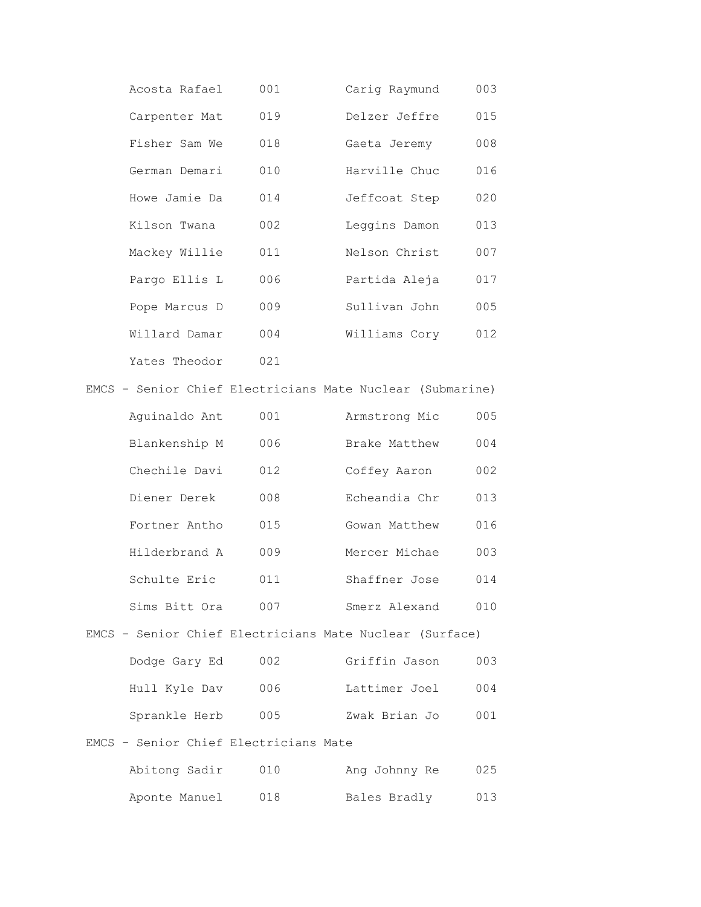| | | | |
|---|---|---|---|
| Acosta Rafael | 001 | Carig Raymund | 003 |
| Carpenter Mat | 019 | Delzer Jeffre | 015 |
| Fisher Sam We | 018 | Gaeta Jeremy | 008 |
| German Demari | 010 | Harville Chuc | 016 |
| Howe Jamie Da | 014 | Jeffcoat Step | 020 |
| Kilson Twana | 002 | Leggins Damon | 013 |
| Mackey Willie | 011 | Nelson Christ | 007 |
| Pargo Ellis L | 006 | Partida Aleja | 017 |
| Pope Marcus D | 009 | Sullivan John | 005 |
| Willard Damar | 004 | Williams Cory | 012 |
| Yates Theodor | 021 | | |

EMCS - Senior Chief Electricians Mate Nuclear (Submarine)

| | | | |
|---|---|---|---|
| Aguinaldo Ant | 001 | Armstrong Mic | 005 |
| Blankenship M | 006 | Brake Matthew | 004 |
| Chechile Davi | 012 | Coffey Aaron | 002 |
| Diener Derek | 008 | Echeandia Chr | 013 |
| Fortner Antho | 015 | Gowan Matthew | 016 |
| Hilderbrand A | 009 | Mercer Michae | 003 |
| Schulte Eric | 011 | Shaffner Jose | 014 |
| Sims Bitt Ora | 007 | Smerz Alexand | 010 |

EMCS - Senior Chief Electricians Mate Nuclear (Surface)

| | | | |
|---|---|---|---|
| Dodge Gary Ed | 002 | Griffin Jason | 003 |
| Hull Kyle Dav | 006 | Lattimer Joel | 004 |
| Sprankle Herb | 005 | Zwak Brian Jo | 001 |

EMCS - Senior Chief Electricians Mate

| | | | |
|---|---|---|---|
| Abitong Sadir | 010 | Ang Johnny Re | 025 |
| Aponte Manuel | 018 | Bales Bradly | 013 |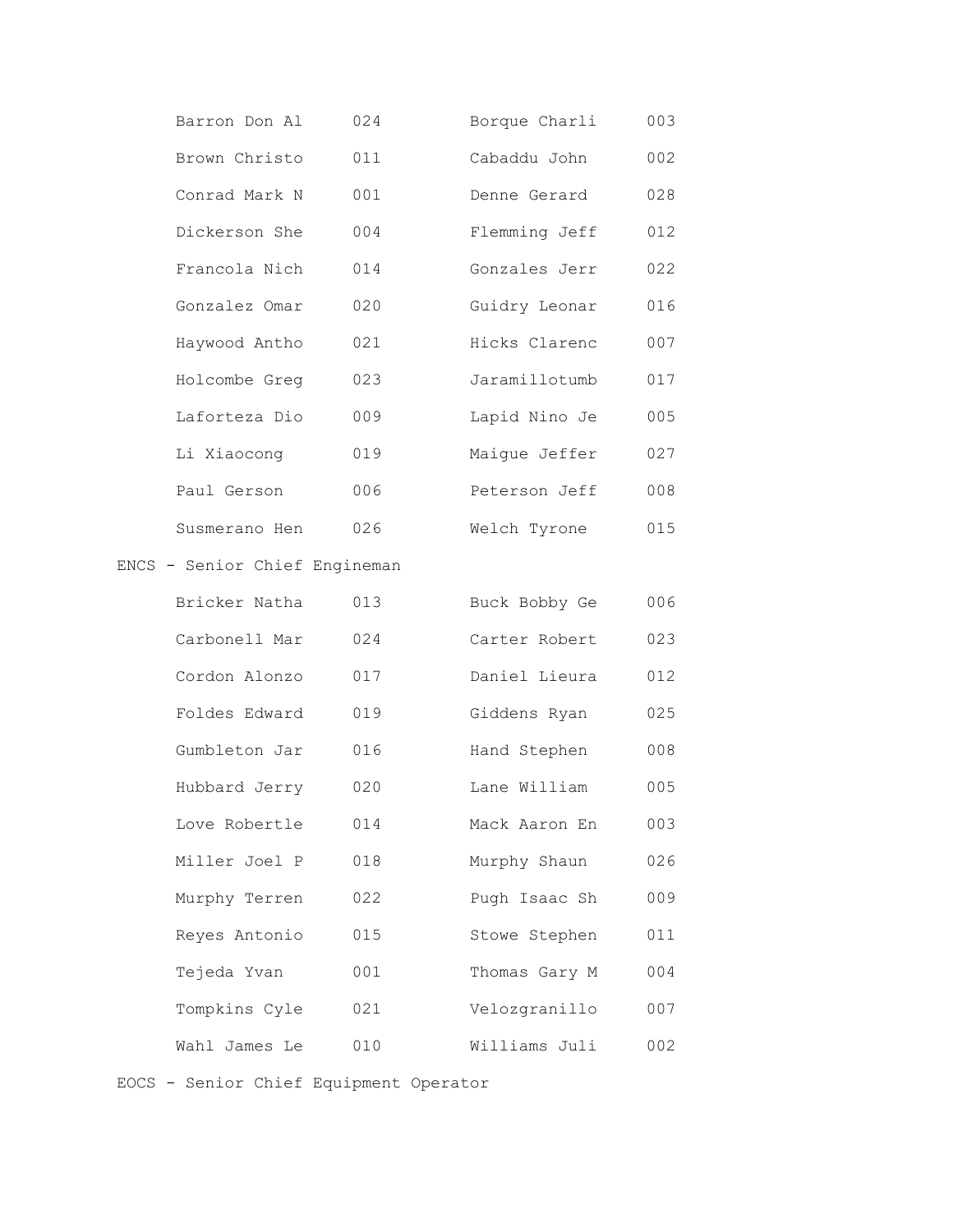| | | | |
|---|---|---|---|
| Barron Don Al | 024 | Borque Charli | 003 |
| Brown Christo | 011 | Cabaddu John | 002 |
| Conrad Mark N | 001 | Denne Gerard | 028 |
| Dickerson She | 004 | Flemming Jeff | 012 |
| Francola Nich | 014 | Gonzales Jerr | 022 |
| Gonzalez Omar | 020 | Guidry Leonar | 016 |
| Haywood Antho | 021 | Hicks Clarenc | 007 |
| Holcombe Greg | 023 | Jaramillotumb | 017 |
| Laforteza Dio | 009 | Lapid Nino Je | 005 |
| Li Xiaocong | 019 | Maigue Jeffer | 027 |
| Paul Gerson | 006 | Peterson Jeff | 008 |
| Susmerano Hen | 026 | Welch Tyrone | 015 |

ENCS - Senior Chief Engineman

| | | | |
|---|---|---|---|
| Bricker Natha | 013 | Buck Bobby Ge | 006 |
| Carbonell Mar | 024 | Carter Robert | 023 |
| Cordon Alonzo | 017 | Daniel Lieura | 012 |
| Foldes Edward | 019 | Giddens Ryan | 025 |
| Gumbleton Jar | 016 | Hand Stephen | 008 |
| Hubbard Jerry | 020 | Lane William | 005 |
| Love Robertle | 014 | Mack Aaron En | 003 |
| Miller Joel P | 018 | Murphy Shaun | 026 |
| Murphy Terren | 022 | Pugh Isaac Sh | 009 |
| Reyes Antonio | 015 | Stowe Stephen | 011 |
| Tejeda Yvan | 001 | Thomas Gary M | 004 |
| Tompkins Cyle | 021 | Velozgranillo | 007 |
| Wahl James Le | 010 | Williams Juli | 002 |

EOCS - Senior Chief Equipment Operator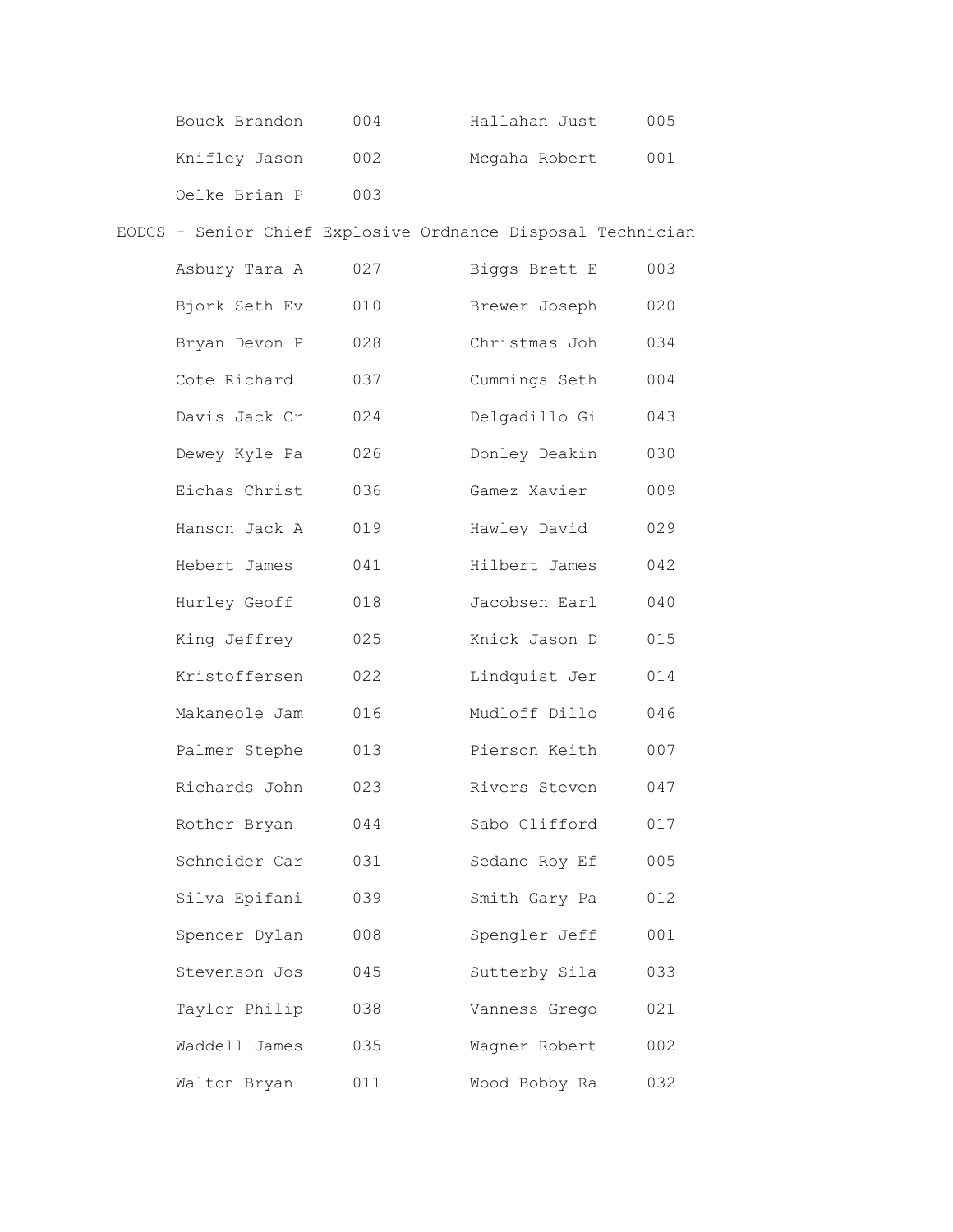| | | | |
|---|---|---|---|
| Bouck Brandon | 004 | Hallahan Just | 005 |
| Knifley Jason | 002 | Mcgaha Robert | 001 |
| Oelke Brian P | 003 | | |

EODCS - Senior Chief Explosive Ordnance Disposal Technician

| | | | |
|---|---|---|---|
| Asbury Tara A | 027 | Biggs Brett E | 003 |
| Bjork Seth Ev | 010 | Brewer Joseph | 020 |
| Bryan Devon P | 028 | Christmas Joh | 034 |
| Cote Richard | 037 | Cummings Seth | 004 |
| Davis Jack Cr | 024 | Delgadillo Gi | 043 |
| Dewey Kyle Pa | 026 | Donley Deakin | 030 |
| Eichas Christ | 036 | Gamez Xavier | 009 |
| Hanson Jack A | 019 | Hawley David | 029 |
| Hebert James | 041 | Hilbert James | 042 |
| Hurley Geoff | 018 | Jacobsen Earl | 040 |
| King Jeffrey | 025 | Knick Jason D | 015 |
| Kristoffersen | 022 | Lindquist Jer | 014 |
| Makaneole Jam | 016 | Mudloff Dillo | 046 |
| Palmer Stephe | 013 | Pierson Keith | 007 |
| Richards John | 023 | Rivers Steven | 047 |
| Rother Bryan | 044 | Sabo Clifford | 017 |
| Schneider Car | 031 | Sedano Roy Ef | 005 |
| Silva Epifani | 039 | Smith Gary Pa | 012 |
| Spencer Dylan | 008 | Spengler Jeff | 001 |
| Stevenson Jos | 045 | Sutterby Sila | 033 |
| Taylor Philip | 038 | Vanness Grego | 021 |
| Waddell James | 035 | Wagner Robert | 002 |
| Walton Bryan | 011 | Wood Bobby Ra | 032 |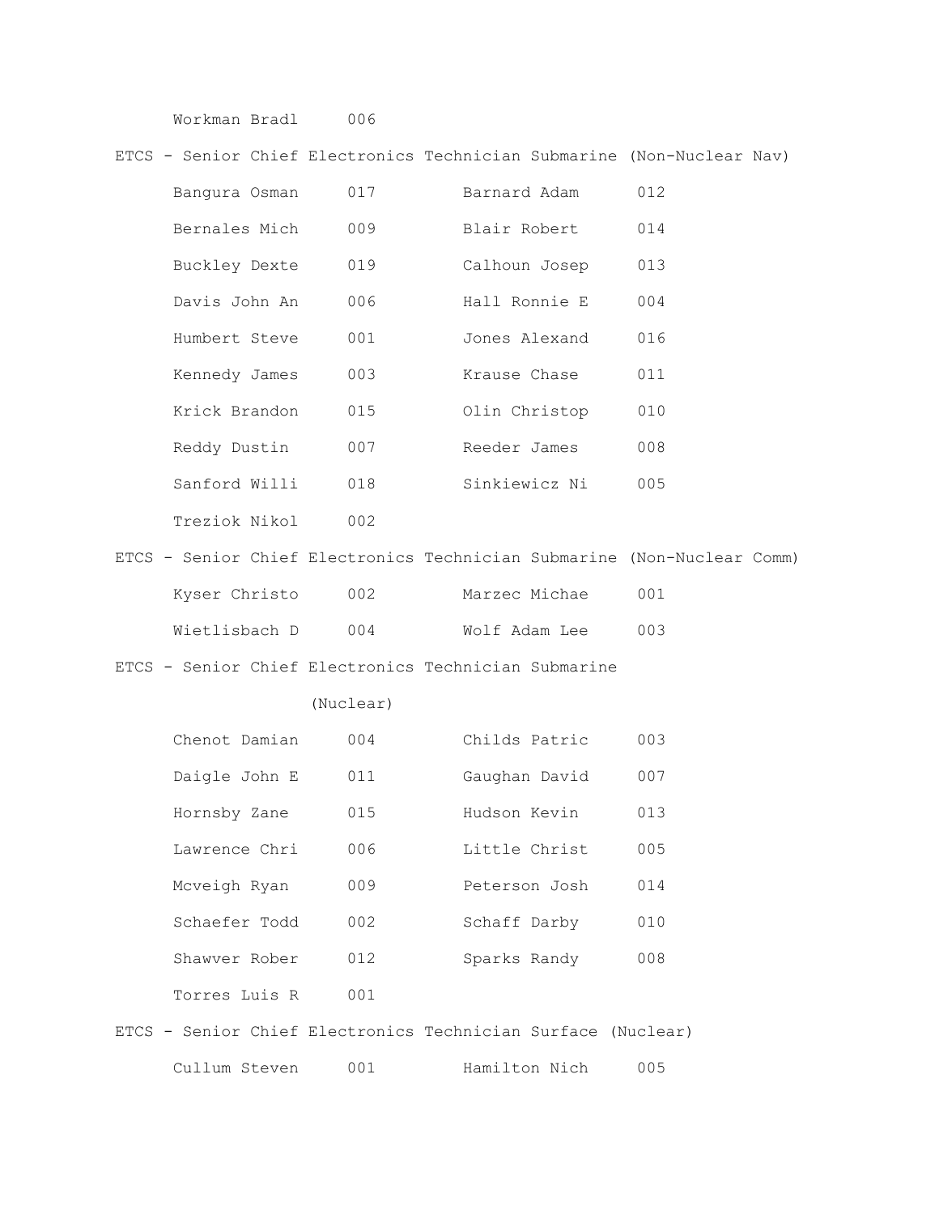Workman Bradl 006

ETCS - Senior Chief Electronics Technician Submarine (Non-Nuclear Nav)

| | | | |
|---|---|---|---|
| Bangura Osman | 017 | Barnard Adam | 012 |
| Bernales Mich | 009 | Blair Robert | 014 |
| Buckley Dexte | 019 | Calhoun Josep | 013 |
| Davis John An | 006 | Hall Ronnie E | 004 |
| Humbert Steve | 001 | Jones Alexand | 016 |
| Kennedy James | 003 | Krause Chase | 011 |
| Krick Brandon | 015 | Olin Christop | 010 |
| Reddy Dustin | 007 | Reeder James | 008 |
| Sanford Willi | 018 | Sinkiewicz Ni | 005 |
| Treziok Nikol | 002 | | |

ETCS - Senior Chief Electronics Technician Submarine (Non-Nuclear Comm)

| | | | |
|---|---|---|---|
| Kyser Christo | 002 | Marzec Michae | 001 |
| Wietlisbach D | 004 | Wolf Adam Lee | 003 |

ETCS - Senior Chief Electronics Technician Submarine (Nuclear)

| | | | |
|---|---|---|---|
| Chenot Damian | 004 | Childs Patric | 003 |
| Daigle John E | 011 | Gaughan David | 007 |
| Hornsby Zane | 015 | Hudson Kevin | 013 |
| Lawrence Chri | 006 | Little Christ | 005 |
| Mcveigh Ryan | 009 | Peterson Josh | 014 |
| Schaefer Todd | 002 | Schaff Darby | 010 |
| Shawver Rober | 012 | Sparks Randy | 008 |
| Torres Luis R | 001 | | |

ETCS - Senior Chief Electronics Technician Surface (Nuclear)

| | | | |
|---|---|---|---|
| Cullum Steven | 001 | Hamilton Nich | 005 |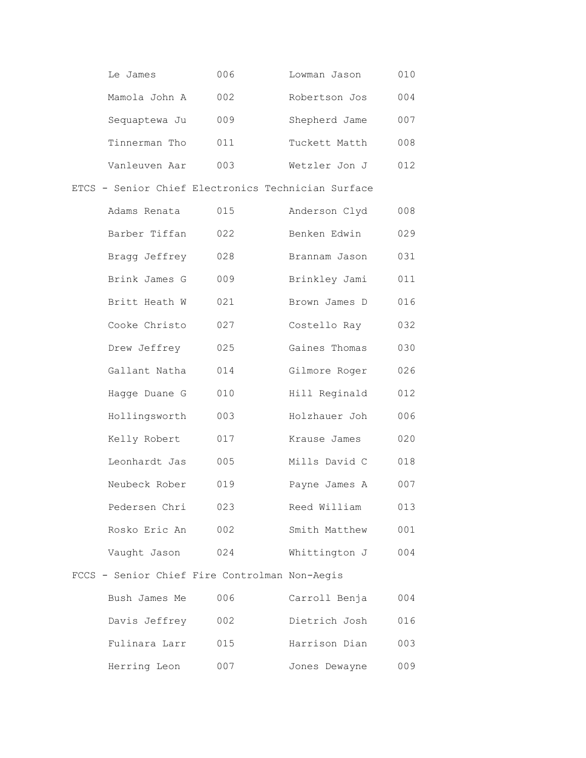| Le James | 006 | Lowman Jason | 010 |
|---|---|---|---|
| Mamola John A | 002 | Robertson Jos | 004 |
| Sequaptewa Ju | 009 | Shepherd Jame | 007 |
| Tinnerman Tho | 011 | Tuckett Matth | 008 |
| Vanleuven Aar | 003 | Wetzler Jon J | 012 |

ETCS - Senior Chief Electronics Technician Surface

| Adams Renata | 015 | Anderson Clyd | 008 |
|---|---|---|---|
| Barber Tiffan | 022 | Benken Edwin | 029 |
| Bragg Jeffrey | 028 | Brannam Jason | 031 |
| Brink James G | 009 | Brinkley Jami | 011 |
| Britt Heath W | 021 | Brown James D | 016 |
| Cooke Christo | 027 | Costello Ray | 032 |
| Drew Jeffrey | 025 | Gaines Thomas | 030 |
| Gallant Natha | 014 | Gilmore Roger | 026 |
| Hagge Duane G | 010 | Hill Reginald | 012 |
| Hollingsworth | 003 | Holzhauer Joh | 006 |
| Kelly Robert | 017 | Krause James | 020 |
| Leonhardt Jas | 005 | Mills David C | 018 |
| Neubeck Rober | 019 | Payne James A | 007 |
| Pedersen Chri | 023 | Reed William | 013 |
| Rosko Eric An | 002 | Smith Matthew | 001 |
| Vaught Jason | 024 | Whittington J | 004 |

FCCS - Senior Chief Fire Controlman Non-Aegis

| Bush James Me | 006 | Carroll Benja | 004 |
|---|---|---|---|
| Davis Jeffrey | 002 | Dietrich Josh | 016 |
| Fulinara Larr | 015 | Harrison Dian | 003 |
| Herring Leon | 007 | Jones Dewayne | 009 |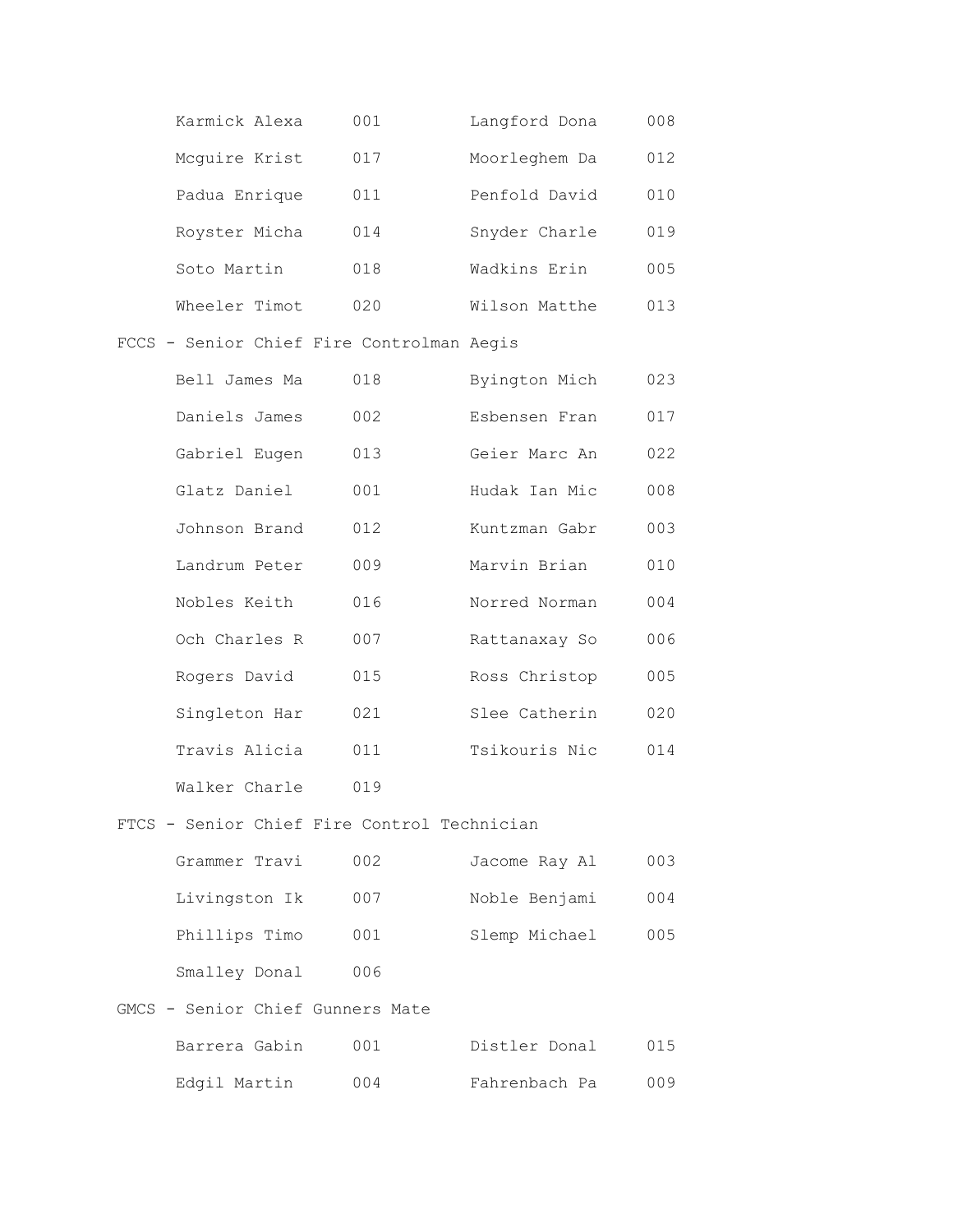| | | | |
|---|---|---|---|
| Karmick Alexa | 001 | Langford Dona | 008 |
| Mcguire Krist | 017 | Moorleghem Da | 012 |
| Padua Enrique | 011 | Penfold David | 010 |
| Royster Micha | 014 | Snyder Charle | 019 |
| Soto Martin | 018 | Wadkins Erin | 005 |
| Wheeler Timot | 020 | Wilson Matthe | 013 |

FCCS - Senior Chief Fire Controlman Aegis

| | | | |
|---|---|---|---|
| Bell James Ma | 018 | Byington Mich | 023 |
| Daniels James | 002 | Esbensen Fran | 017 |
| Gabriel Eugen | 013 | Geier Marc An | 022 |
| Glatz Daniel | 001 | Hudak Ian Mic | 008 |
| Johnson Brand | 012 | Kuntzman Gabr | 003 |
| Landrum Peter | 009 | Marvin Brian | 010 |
| Nobles Keith | 016 | Norred Norman | 004 |
| Och Charles R | 007 | Rattanaxay So | 006 |
| Rogers David | 015 | Ross Christop | 005 |
| Singleton Har | 021 | Slee Catherin | 020 |
| Travis Alicia | 011 | Tsikouris Nic | 014 |
| Walker Charle | 019 | | |

FTCS - Senior Chief Fire Control Technician

| | | | |
|---|---|---|---|
| Grammer Travi | 002 | Jacome Ray Al | 003 |
| Livingston Ik | 007 | Noble Benjami | 004 |
| Phillips Timo | 001 | Slemp Michael | 005 |
| Smalley Donal | 006 | | |

GMCS - Senior Chief Gunners Mate

| | | | |
|---|---|---|---|
| Barrera Gabin | 001 | Distler Donal | 015 |
| Edgil Martin | 004 | Fahrenbach Pa | 009 |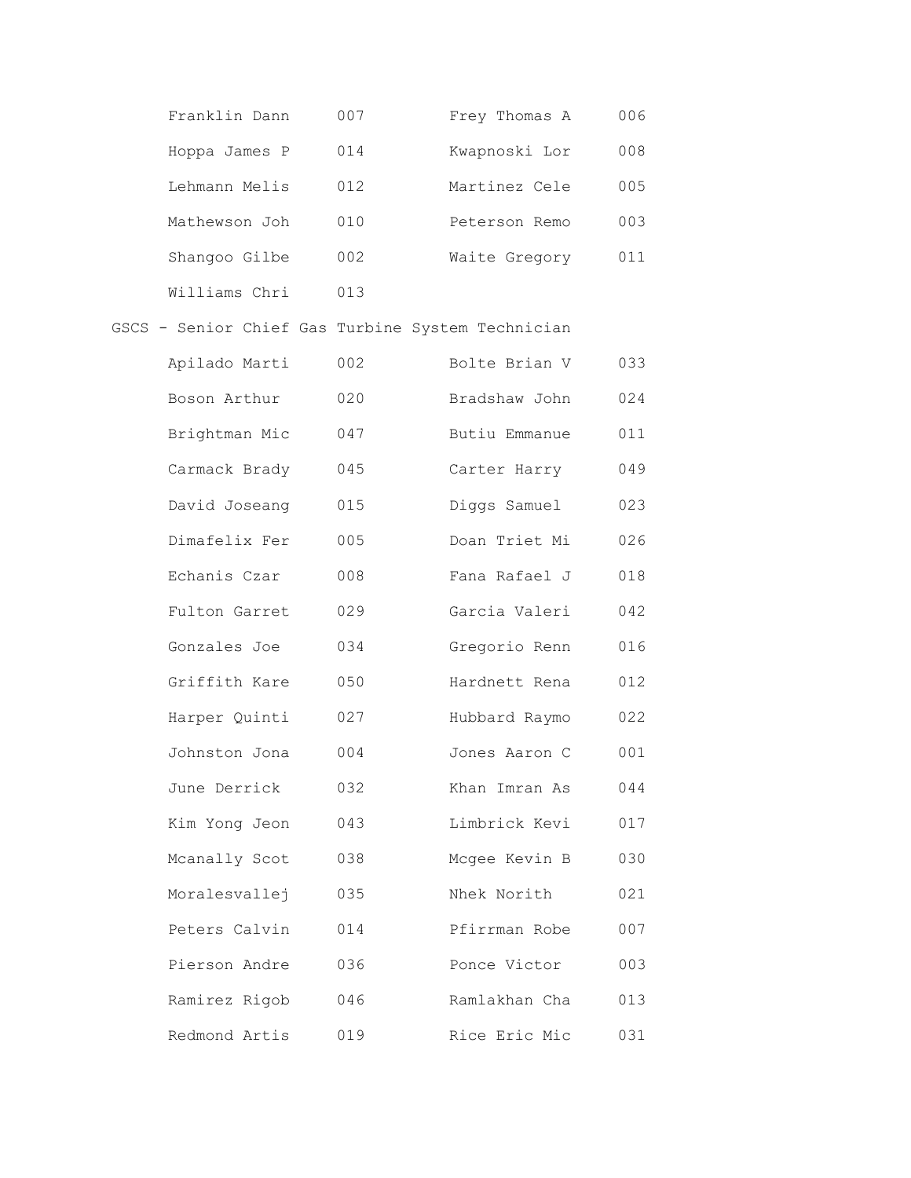| | | | |
|---|---|---|---|
| Franklin Dann | 007 | Frey Thomas A | 006 |
| Hoppa James P | 014 | Kwapnoski Lor | 008 |
| Lehmann Melis | 012 | Martinez Cele | 005 |
| Mathewson Joh | 010 | Peterson Remo | 003 |
| Shangoo Gilbe | 002 | Waite Gregory | 011 |
| Williams Chri | 013 | | |

GSCS - Senior Chief Gas Turbine System Technician

| | | | |
|---|---|---|---|
| Apilado Marti | 002 | Bolte Brian V | 033 |
| Boson Arthur | 020 | Bradshaw John | 024 |
| Brightman Mic | 047 | Butiu Emmanue | 011 |
| Carmack Brady | 045 | Carter Harry | 049 |
| David Joseang | 015 | Diggs Samuel | 023 |
| Dimafelix Fer | 005 | Doan Triet Mi | 026 |
| Echanis Czar | 008 | Fana Rafael J | 018 |
| Fulton Garret | 029 | Garcia Valeri | 042 |
| Gonzales Joe | 034 | Gregorio Renn | 016 |
| Griffith Kare | 050 | Hardnett Rena | 012 |
| Harper Quinti | 027 | Hubbard Raymo | 022 |
| Johnston Jona | 004 | Jones Aaron C | 001 |
| June Derrick | 032 | Khan Imran As | 044 |
| Kim Yong Jeon | 043 | Limbrick Kevi | 017 |
| Mcanally Scot | 038 | Mcgee Kevin B | 030 |
| Moralesvallej | 035 | Nhek Norith | 021 |
| Peters Calvin | 014 | Pfirrman Robe | 007 |
| Pierson Andre | 036 | Ponce Victor | 003 |
| Ramirez Rigob | 046 | Ramlakhan Cha | 013 |
| Redmond Artis | 019 | Rice Eric Mic | 031 |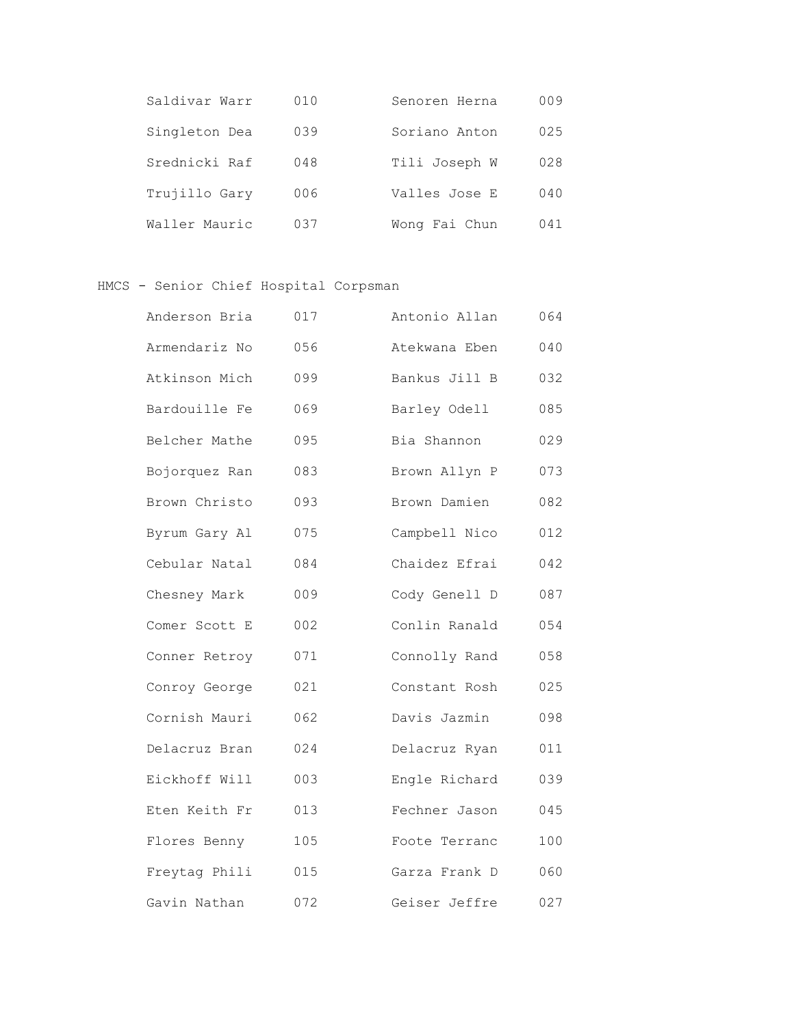| | | | |
|---|---|---|---|
| Saldivar Warr | 010 | Senoren Herna | 009 |
| Singleton Dea | 039 | Soriano Anton | 025 |
| Srednicki Raf | 048 | Tili Joseph W | 028 |
| Trujillo Gary | 006 | Valles Jose E | 040 |
| Waller Mauric | 037 | Wong Fai Chun | 041 |

HMCS - Senior Chief Hospital Corpsman

| | | | |
|---|---|---|---|
| Anderson Bria | 017 | Antonio Allan | 064 |
| Armendariz No | 056 | Atekwana Eben | 040 |
| Atkinson Mich | 099 | Bankus Jill B | 032 |
| Bardouille Fe | 069 | Barley Odell | 085 |
| Belcher Mathe | 095 | Bia Shannon | 029 |
| Bojorquez Ran | 083 | Brown Allyn P | 073 |
| Brown Christo | 093 | Brown Damien | 082 |
| Byrum Gary Al | 075 | Campbell Nico | 012 |
| Cebular Natal | 084 | Chaidez Efrai | 042 |
| Chesney Mark | 009 | Cody Genell D | 087 |
| Comer Scott E | 002 | Conlin Ranald | 054 |
| Conner Retroy | 071 | Connolly Rand | 058 |
| Conroy George | 021 | Constant Rosh | 025 |
| Cornish Mauri | 062 | Davis Jazmin | 098 |
| Delacruz Bran | 024 | Delacruz Ryan | 011 |
| Eickhoff Will | 003 | Engle Richard | 039 |
| Eten Keith Fr | 013 | Fechner Jason | 045 |
| Flores Benny | 105 | Foote Terranc | 100 |
| Freytag Phili | 015 | Garza Frank D | 060 |
| Gavin Nathan | 072 | Geiser Jeffre | 027 |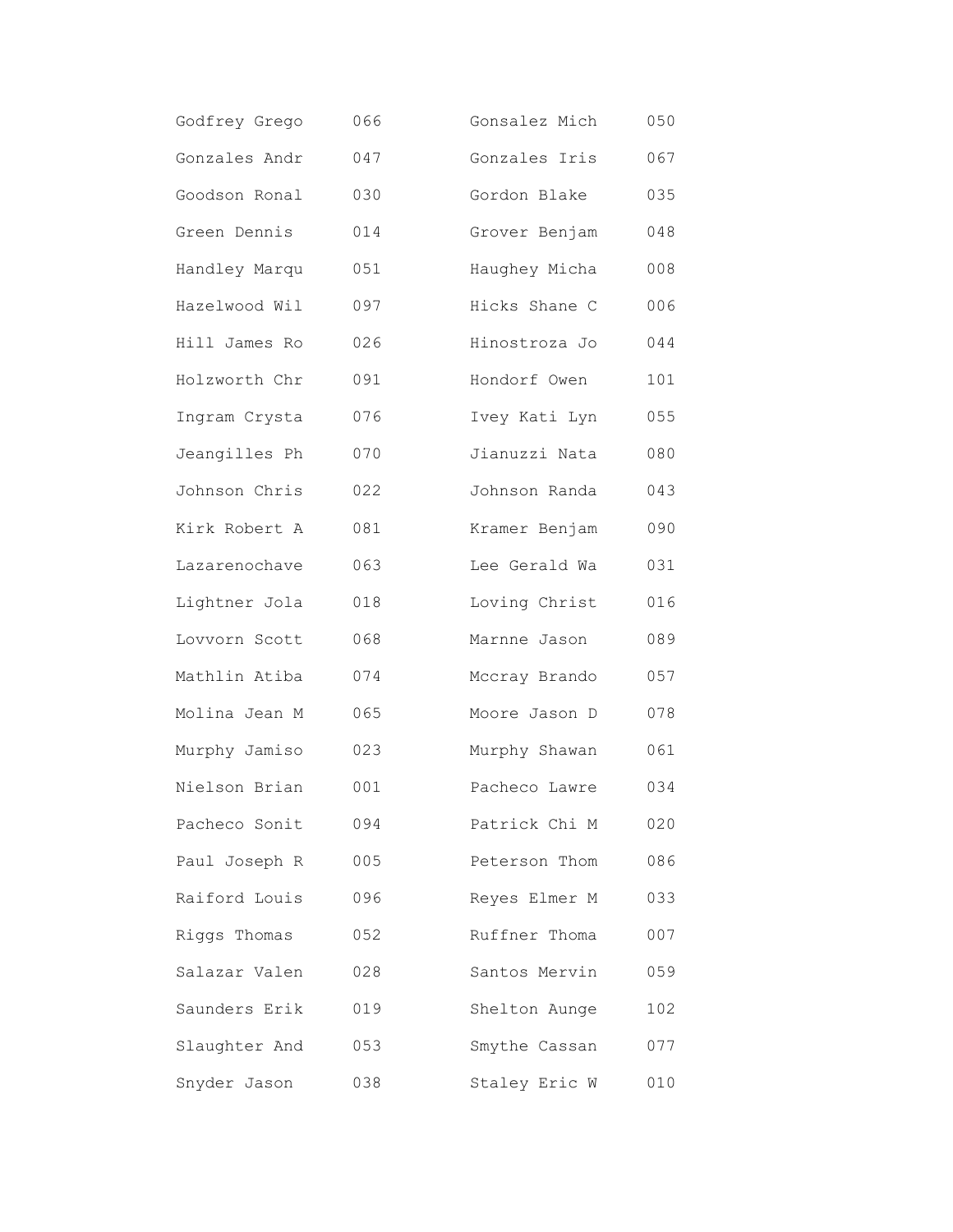Godfrey Grego 066

Gonsalez Mich 050

Gonzales Andr 047

Gonzales Iris 067

Goodson Ronal 030

Gordon Blake 035

Green Dennis 014

Grover Benjam 048

Handley Marqu 051

Haughey Micha 008

Hazelwood Wil 097

Hicks Shane C 006

Hill James Ro 026

Hinostroza Jo 044

Holzworth Chr 091

Hondorf Owen 101

Ingram Crysta 076

Ivey Kati Lyn 055

Jeangilles Ph 070

Jianuzzi Nata 080

Johnson Chris 022

Johnson Randa 043

Kirk Robert A 081

Kramer Benjam 090

Lazarenochave 063

Lee Gerald Wa 031

Lightner Jola 018

Loving Christ 016

Lovvorn Scott 068

Marnne Jason 089

Mathlin Atiba 074

Mccray Brando 057

Molina Jean M 065

Moore Jason D 078

Murphy Jamiso 023

Murphy Shawan 061

Nielson Brian 001

Pacheco Lawre 034

Pacheco Sonit 094

Patrick Chi M 020

Paul Joseph R 005

Peterson Thom 086

Raiford Louis 096

Reyes Elmer M 033

Riggs Thomas 052

Ruffner Thoma 007

Salazar Valen 028

Santos Mervin 059

Saunders Erik 019

Shelton Aunge 102

Slaughter And 053

Smythe Cassan 077

Snyder Jason 038

Staley Eric W 010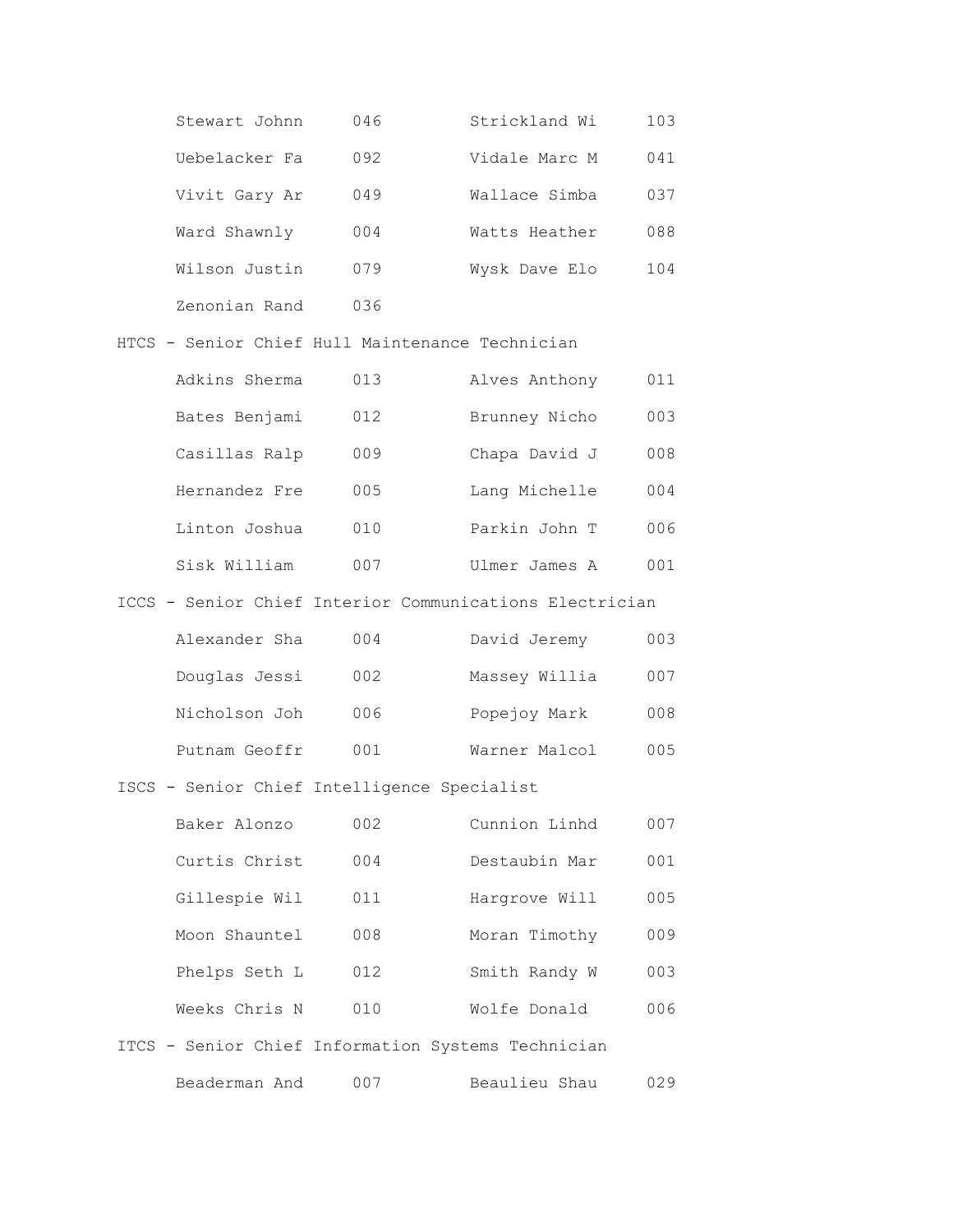| | | | |
|---|---|---|---|
| Stewart Johnn | 046 | Strickland Wi | 103 |
| Uebelacker Fa | 092 | Vidale Marc M | 041 |
| Vivit Gary Ar | 049 | Wallace Simba | 037 |
| Ward Shawnly | 004 | Watts Heather | 088 |
| Wilson Justin | 079 | Wysk Dave Elo | 104 |
| Zenonian Rand | 036 | | |

HTCS - Senior Chief Hull Maintenance Technician

| | | | |
|---|---|---|---|
| Adkins Sherma | 013 | Alves Anthony | 011 |
| Bates Benjami | 012 | Brunney Nicho | 003 |
| Casillas Ralp | 009 | Chapa David J | 008 |
| Hernandez Fre | 005 | Lang Michelle | 004 |
| Linton Joshua | 010 | Parkin John T | 006 |
| Sisk William | 007 | Ulmer James A | 001 |

ICCS - Senior Chief Interior Communications Electrician

| | | | |
|---|---|---|---|
| Alexander Sha | 004 | David Jeremy | 003 |
| Douglas Jessi | 002 | Massey Willia | 007 |
| Nicholson Joh | 006 | Popejoy Mark | 008 |
| Putnam Geoffr | 001 | Warner Malcol | 005 |

ISCS - Senior Chief Intelligence Specialist

| | | | |
|---|---|---|---|
| Baker Alonzo | 002 | Cunnion Linhd | 007 |
| Curtis Christ | 004 | Destaubin Mar | 001 |
| Gillespie Wil | 011 | Hargrove Will | 005 |
| Moon Shauntel | 008 | Moran Timothy | 009 |
| Phelps Seth L | 012 | Smith Randy W | 003 |
| Weeks Chris N | 010 | Wolfe Donald | 006 |

ITCS - Senior Chief Information Systems Technician

| | | | |
|---|---|---|---|
| Beaderman And | 007 | Beaulieu Shau | 029 |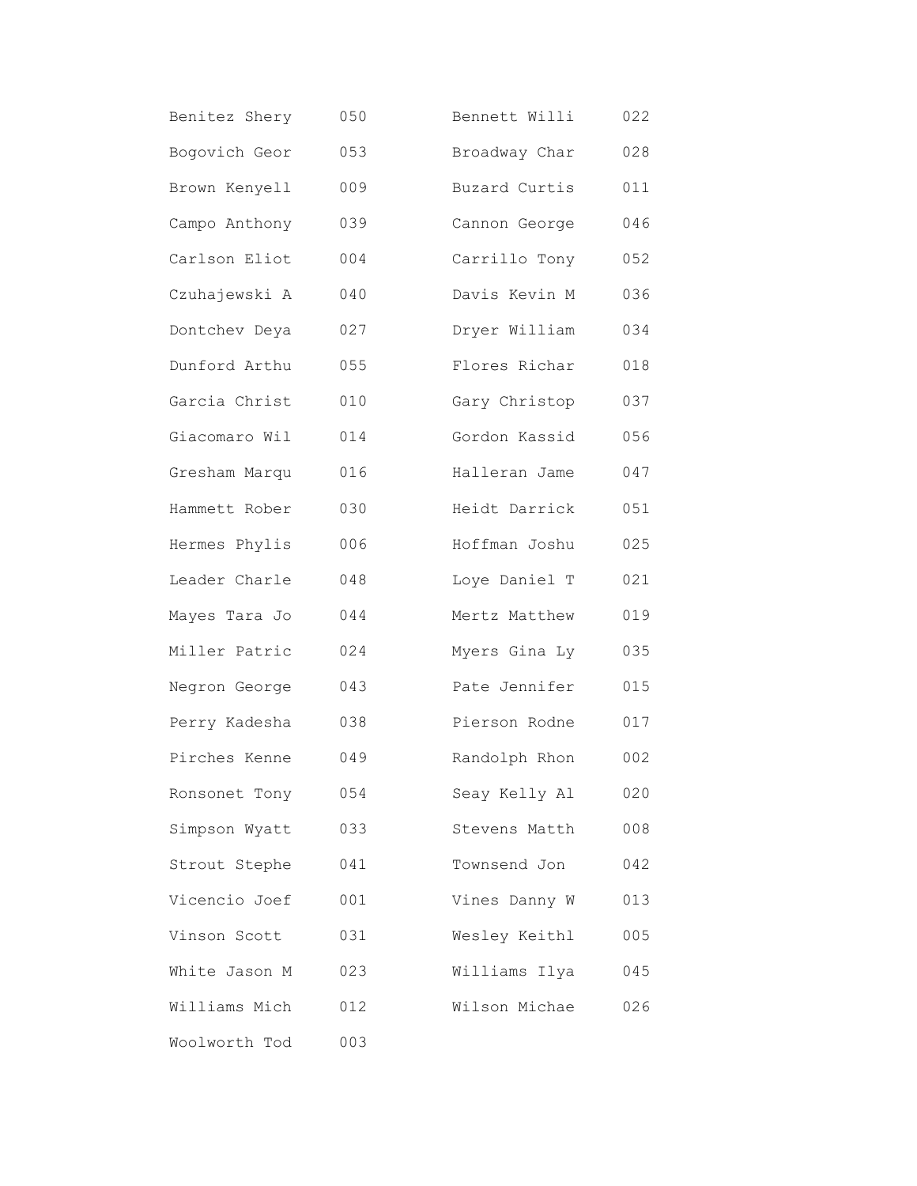| | | | |
|---|---|---|---|
| Benitez Shery | 050 | Bennett Willi | 022 |
| Bogovich Geor | 053 | Broadway Char | 028 |
| Brown Kenyell | 009 | Buzard Curtis | 011 |
| Campo Anthony | 039 | Cannon George | 046 |
| Carlson Eliot | 004 | Carrillo Tony | 052 |
| Czuhajewski A | 040 | Davis Kevin M | 036 |
| Dontchev Deya | 027 | Dryer William | 034 |
| Dunford Arthu | 055 | Flores Richar | 018 |
| Garcia Christ | 010 | Gary Christop | 037 |
| Giacomaro Wil | 014 | Gordon Kassid | 056 |
| Gresham Marqu | 016 | Halleran Jame | 047 |
| Hammett Rober | 030 | Heidt Darrick | 051 |
| Hermes Phylis | 006 | Hoffman Joshu | 025 |
| Leader Charle | 048 | Loye Daniel T | 021 |
| Mayes Tara Jo | 044 | Mertz Matthew | 019 |
| Miller Patric | 024 | Myers Gina Ly | 035 |
| Negron George | 043 | Pate Jennifer | 015 |
| Perry Kadesha | 038 | Pierson Rodne | 017 |
| Pirches Kenne | 049 | Randolph Rhon | 002 |
| Ronsonet Tony | 054 | Seay Kelly Al | 020 |
| Simpson Wyatt | 033 | Stevens Matth | 008 |
| Strout Stephe | 041 | Townsend Jon | 042 |
| Vicencio Joef | 001 | Vines Danny W | 013 |
| Vinson Scott | 031 | Wesley Keithl | 005 |
| White Jason M | 023 | Williams Ilya | 045 |
| Williams Mich | 012 | Wilson Michae | 026 |
| Woolworth Tod | 003 | | |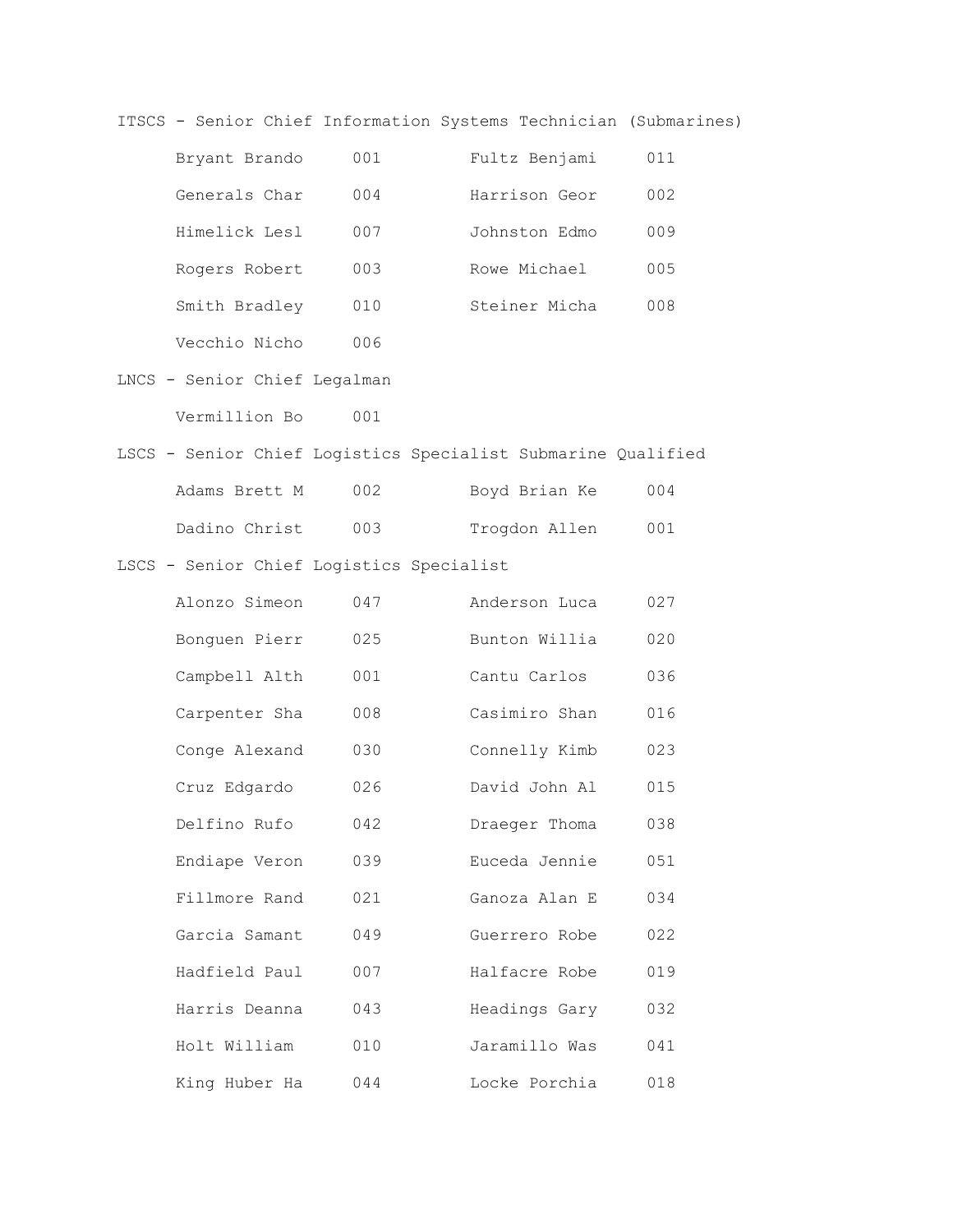ITSCS - Senior Chief Information Systems Technician (Submarines)

| | | | |
|---|---|---|---|
| Bryant Brando | 001 | Fultz Benjami | 011 |
| Generals Char | 004 | Harrison Geor | 002 |
| Himelick Lesl | 007 | Johnston Edmo | 009 |
| Rogers Robert | 003 | Rowe Michael | 005 |
| Smith Bradley | 010 | Steiner Micha | 008 |
| Vecchio Nicho | 006 | | |

LNCS - Senior Chief Legalman

| | |
|---|---|
| Vermillion Bo | 001 |

LSCS - Senior Chief Logistics Specialist Submarine Qualified

| | | | |
|---|---|---|---|
| Adams Brett M | 002 | Boyd Brian Ke | 004 |
| Dadino Christ | 003 | Trogdon Allen | 001 |

LSCS - Senior Chief Logistics Specialist

| | | | |
|---|---|---|---|
| Alonzo Simeon | 047 | Anderson Luca | 027 |
| Bonguen Pierr | 025 | Bunton Willia | 020 |
| Campbell Alth | 001 | Cantu Carlos | 036 |
| Carpenter Sha | 008 | Casimiro Shan | 016 |
| Conge Alexand | 030 | Connelly Kimb | 023 |
| Cruz Edgardo | 026 | David John Al | 015 |
| Delfino Rufo | 042 | Draeger Thoma | 038 |
| Endiape Veron | 039 | Euceda Jennie | 051 |
| Fillmore Rand | 021 | Ganoza Alan E | 034 |
| Garcia Samant | 049 | Guerrero Robe | 022 |
| Hadfield Paul | 007 | Halfacre Robe | 019 |
| Harris Deanna | 043 | Headings Gary | 032 |
| Holt William | 010 | Jaramillo Was | 041 |
| King Huber Ha | 044 | Locke Porchia | 018 |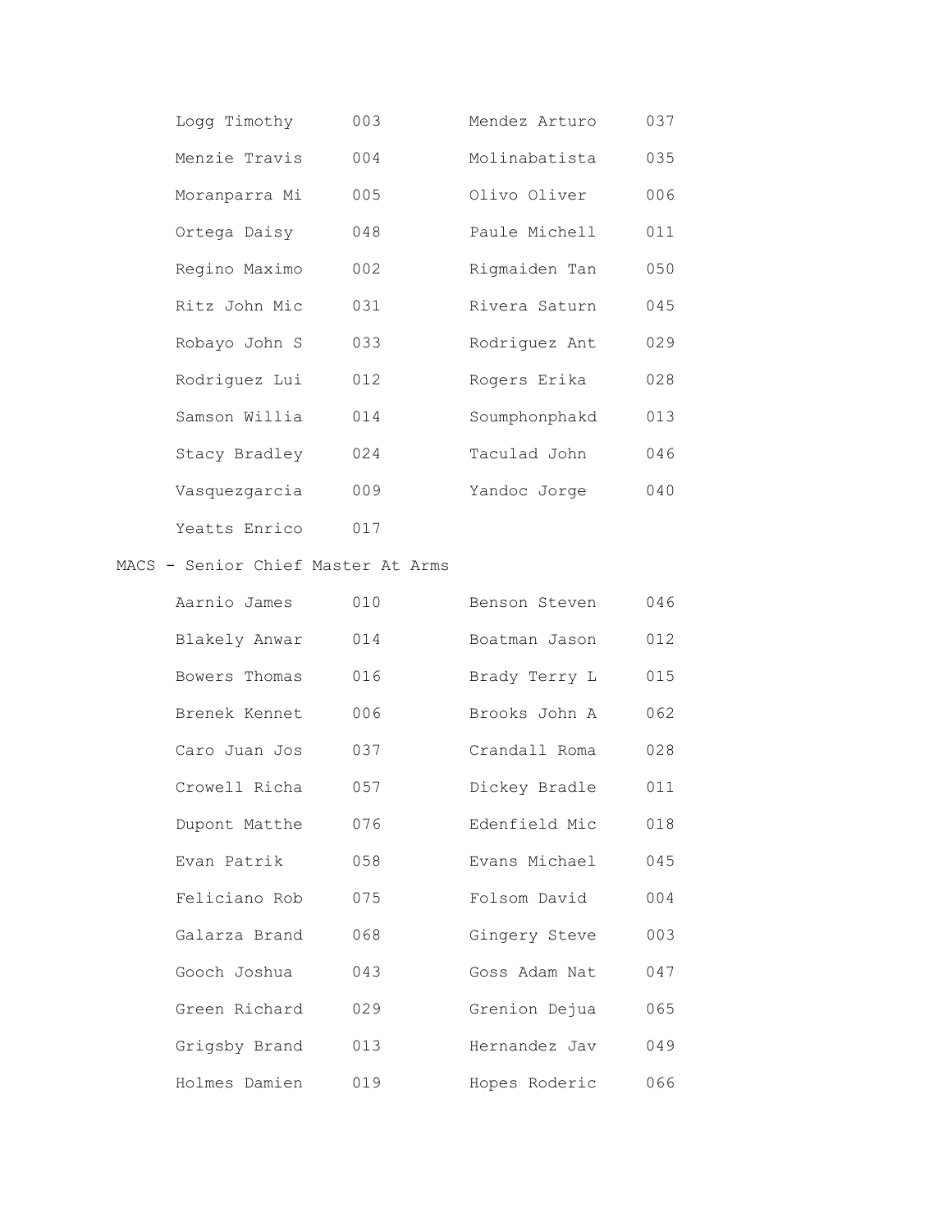| | | | |
|---|---|---|---|
| Logg Timothy | 003 | Mendez Arturo | 037 |
| Menzie Travis | 004 | Molinabatista | 035 |
| Moranparra Mi | 005 | Olivo Oliver | 006 |
| Ortega Daisy | 048 | Paule Michell | 011 |
| Regino Maximo | 002 | Rigmaiden Tan | 050 |
| Ritz John Mic | 031 | Rivera Saturn | 045 |
| Robayo John S | 033 | Rodriguez Ant | 029 |
| Rodriguez Lui | 012 | Rogers Erika | 028 |
| Samson Willia | 014 | Soumphonphakd | 013 |
| Stacy Bradley | 024 | Taculad John | 046 |
| Vasquezgarcia | 009 | Yandoc Jorge | 040 |
| Yeatts Enrico | 017 | | |

MACS - Senior Chief Master At Arms

| | | | |
|---|---|---|---|
| Aarnio James | 010 | Benson Steven | 046 |
| Blakely Anwar | 014 | Boatman Jason | 012 |
| Bowers Thomas | 016 | Brady Terry L | 015 |
| Brenek Kennet | 006 | Brooks John A | 062 |
| Caro Juan Jos | 037 | Crandall Roma | 028 |
| Crowell Richa | 057 | Dickey Bradle | 011 |
| Dupont Matthe | 076 | Edenfield Mic | 018 |
| Evan Patrik | 058 | Evans Michael | 045 |
| Feliciano Rob | 075 | Folsom David | 004 |
| Galarza Brand | 068 | Gingery Steve | 003 |
| Gooch Joshua | 043 | Goss Adam Nat | 047 |
| Green Richard | 029 | Grenion Dejua | 065 |
| Grigsby Brand | 013 | Hernandez Jav | 049 |
| Holmes Damien | 019 | Hopes Roderic | 066 |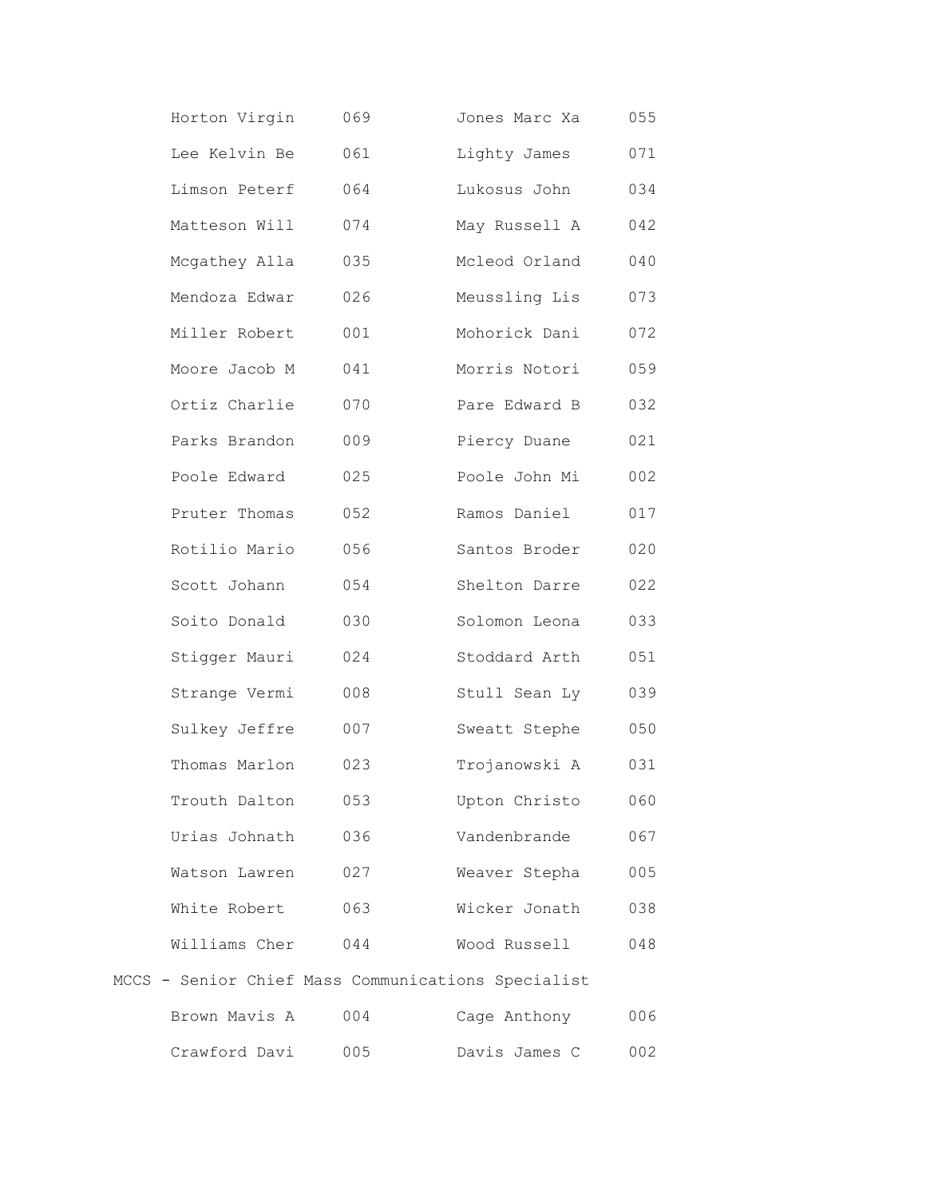| | | | |
|---|---|---|---|
| Horton Virgin | 069 | Jones Marc Xa | 055 |
| Lee Kelvin Be | 061 | Lighty James | 071 |
| Limson Peterf | 064 | Lukosus John | 034 |
| Matteson Will | 074 | May Russell A | 042 |
| Mcgathey Alla | 035 | Mcleod Orland | 040 |
| Mendoza Edwar | 026 | Meussling Lis | 073 |
| Miller Robert | 001 | Mohorick Dani | 072 |
| Moore Jacob M | 041 | Morris Notori | 059 |
| Ortiz Charlie | 070 | Pare Edward B | 032 |
| Parks Brandon | 009 | Piercy Duane | 021 |
| Poole Edward | 025 | Poole John Mi | 002 |
| Pruter Thomas | 052 | Ramos Daniel | 017 |
| Rotilio Mario | 056 | Santos Broder | 020 |
| Scott Johann | 054 | Shelton Darre | 022 |
| Soito Donald | 030 | Solomon Leona | 033 |
| Stigger Mauri | 024 | Stoddard Arth | 051 |
| Strange Vermi | 008 | Stull Sean Ly | 039 |
| Sulkey Jeffre | 007 | Sweatt Stephe | 050 |
| Thomas Marlon | 023 | Trojanowski A | 031 |
| Trouth Dalton | 053 | Upton Christo | 060 |
| Urias Johnath | 036 | Vandenbrande | 067 |
| Watson Lawren | 027 | Weaver Stepha | 005 |
| White Robert | 063 | Wicker Jonath | 038 |
| Williams Cher | 044 | Wood Russell | 048 |

MCCS - Senior Chief Mass Communications Specialist

| | | | |
|---|---|---|---|
| Brown Mavis A | 004 | Cage Anthony | 006 |
| Crawford Davi | 005 | Davis James C | 002 |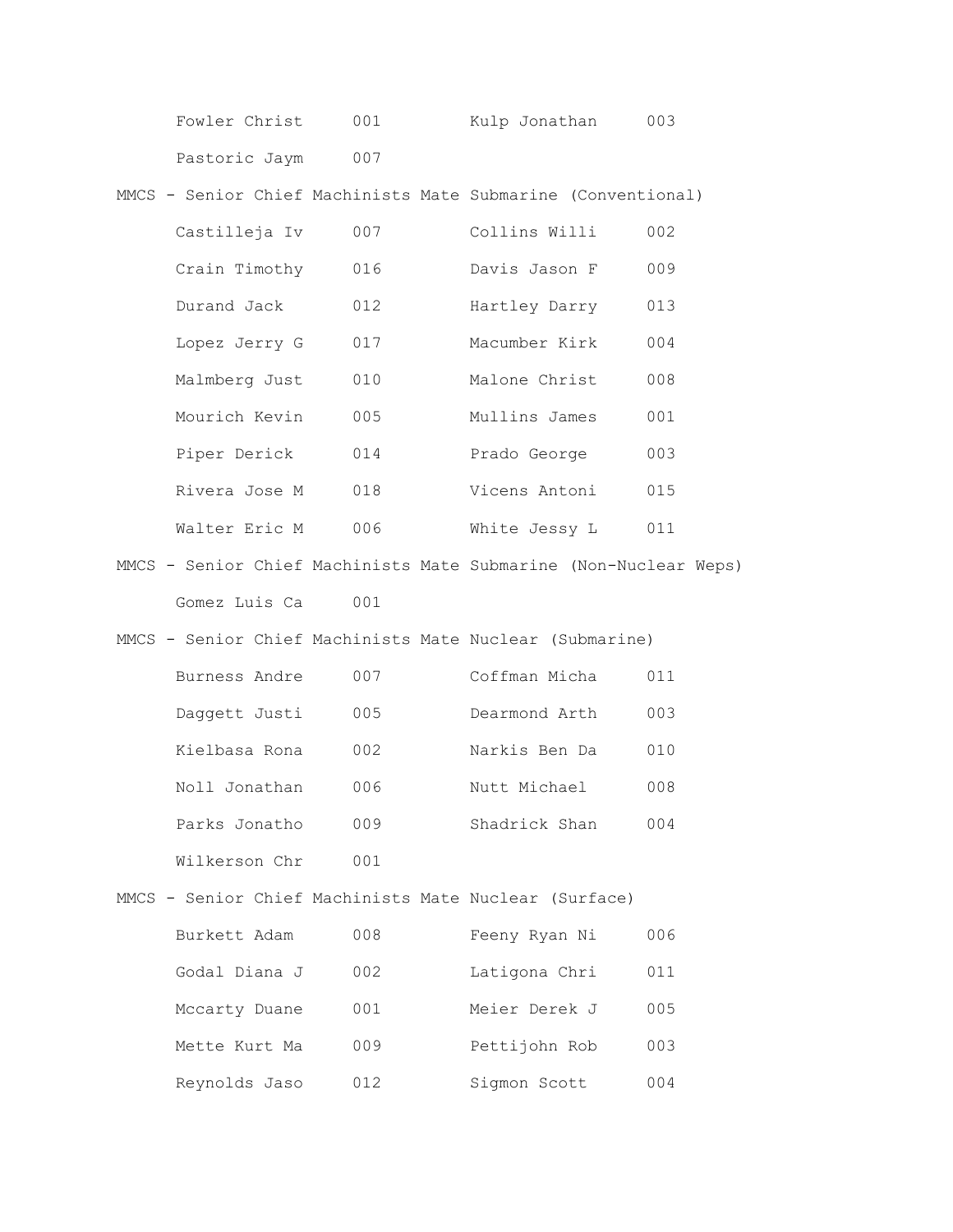Fowler Christ 001 Kulp Jonathan 003

Pastoric Jaym 007

MMCS - Senior Chief Machinists Mate Submarine (Conventional)

| | | | |
|---|---|---|---|
| Castilleja Iv | 007 | Collins Willi | 002 |
| Crain Timothy | 016 | Davis Jason F | 009 |
| Durand Jack | 012 | Hartley Darry | 013 |
| Lopez Jerry G | 017 | Macumber Kirk | 004 |
| Malmberg Just | 010 | Malone Christ | 008 |
| Mourich Kevin | 005 | Mullins James | 001 |
| Piper Derick | 014 | Prado George | 003 |
| Rivera Jose M | 018 | Vicens Antoni | 015 |
| Walter Eric M | 006 | White Jessy L | 011 |

MMCS - Senior Chief Machinists Mate Submarine (Non-Nuclear Weps)

Gomez Luis Ca 001

MMCS - Senior Chief Machinists Mate Nuclear (Submarine)

| | | | |
|---|---|---|---|
| Burness Andre | 007 | Coffman Micha | 011 |
| Daggett Justi | 005 | Dearmond Arth | 003 |
| Kielbasa Rona | 002 | Narkis Ben Da | 010 |
| Noll Jonathan | 006 | Nutt Michael | 008 |
| Parks Jonatho | 009 | Shadrick Shan | 004 |
| Wilkerson Chr | 001 | | |

MMCS - Senior Chief Machinists Mate Nuclear (Surface)

| | | | |
|---|---|---|---|
| Burkett Adam | 008 | Feeny Ryan Ni | 006 |
| Godal Diana J | 002 | Latigona Chri | 011 |
| Mccarty Duane | 001 | Meier Derek J | 005 |
| Mette Kurt Ma | 009 | Pettijohn Rob | 003 |
| Reynolds Jaso | 012 | Sigmon Scott | 004 |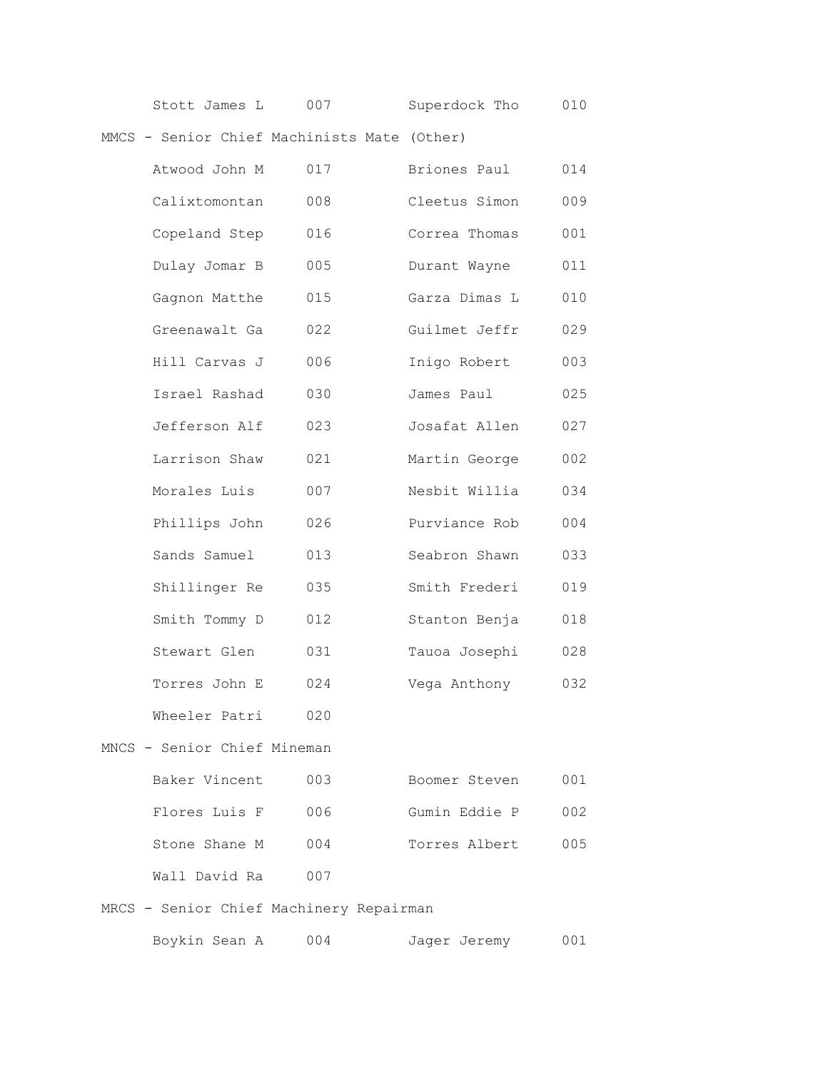| | | | |
|---|---|---|---|
| Stott James L | 007 | Superdock Tho | 010 |

MMCS - Senior Chief Machinists Mate (Other)

| | | | |
|---|---|---|---|
| Atwood John M | 017 | Briones Paul | 014 |
| Calixtomontan | 008 | Cleetus Simon | 009 |
| Copeland Step | 016 | Correa Thomas | 001 |
| Dulay Jomar B | 005 | Durant Wayne | 011 |
| Gagnon Matthe | 015 | Garza Dimas L | 010 |
| Greenawalt Ga | 022 | Guilmet Jeffr | 029 |
| Hill Carvas J | 006 | Inigo Robert | 003 |
| Israel Rashad | 030 | James Paul | 025 |
| Jefferson Alf | 023 | Josafat Allen | 027 |
| Larrison Shaw | 021 | Martin George | 002 |
| Morales Luis | 007 | Nesbit Willia | 034 |
| Phillips John | 026 | Purviance Rob | 004 |
| Sands Samuel | 013 | Seabron Shawn | 033 |
| Shillinger Re | 035 | Smith Frederi | 019 |
| Smith Tommy D | 012 | Stanton Benja | 018 |
| Stewart Glen | 031 | Tauoa Josephi | 028 |
| Torres John E | 024 | Vega Anthony | 032 |
| Wheeler Patri | 020 | | |

MNCS - Senior Chief Mineman

| | | | |
|---|---|---|---|
| Baker Vincent | 003 | Boomer Steven | 001 |
| Flores Luis F | 006 | Gumin Eddie P | 002 |
| Stone Shane M | 004 | Torres Albert | 005 |
| Wall David Ra | 007 | | |

MRCS - Senior Chief Machinery Repairman

| | | | |
|---|---|---|---|
| Boykin Sean A | 004 | Jager Jeremy | 001 |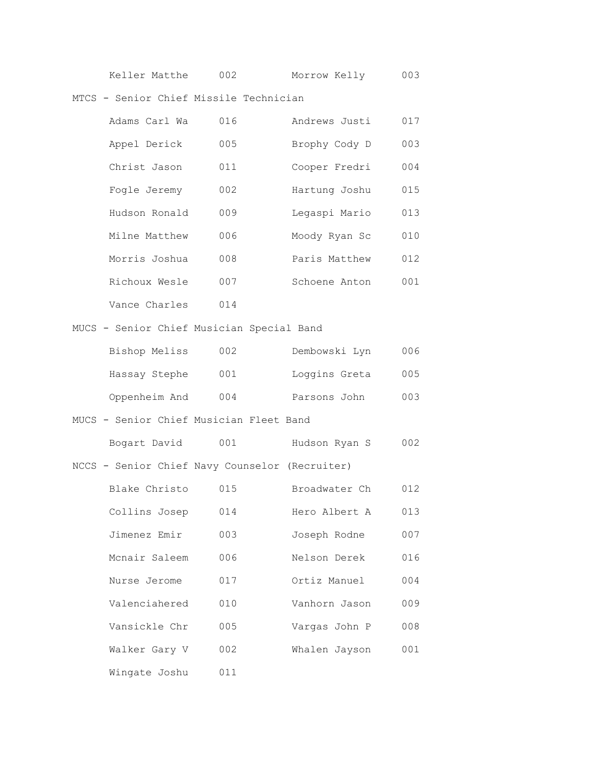| | | | |
|---|---|---|---|
| Keller Matthe | 002 | Morrow Kelly | 003 |

MTCS - Senior Chief Missile Technician

| | | | |
|---|---|---|---|
| Adams Carl Wa | 016 | Andrews Justi | 017 |
| Appel Derick | 005 | Brophy Cody D | 003 |
| Christ Jason | 011 | Cooper Fredri | 004 |
| Fogle Jeremy | 002 | Hartung Joshu | 015 |
| Hudson Ronald | 009 | Legaspi Mario | 013 |
| Milne Matthew | 006 | Moody Ryan Sc | 010 |
| Morris Joshua | 008 | Paris Matthew | 012 |
| Richoux Wesle | 007 | Schoene Anton | 001 |
| Vance Charles | 014 | | |

MUCS - Senior Chief Musician Special Band

| | | | |
|---|---|---|---|
| Bishop Meliss | 002 | Dembowski Lyn | 006 |
| Hassay Stephe | 001 | Loggins Greta | 005 |
| Oppenheim And | 004 | Parsons John | 003 |

MUCS - Senior Chief Musician Fleet Band

| | | | |
|---|---|---|---|
| Bogart David | 001 | Hudson Ryan S | 002 |

NCCS - Senior Chief Navy Counselor (Recruiter)

| | | | |
|---|---|---|---|
| Blake Christo | 015 | Broadwater Ch | 012 |
| Collins Josep | 014 | Hero Albert A | 013 |
| Jimenez Emir | 003 | Joseph Rodne | 007 |
| Mcnair Saleem | 006 | Nelson Derek | 016 |
| Nurse Jerome | 017 | Ortiz Manuel | 004 |
| Valenciahered | 010 | Vanhorn Jason | 009 |
| Vansickle Chr | 005 | Vargas John P | 008 |
| Walker Gary V | 002 | Whalen Jayson | 001 |
| Wingate Joshu | 011 | | |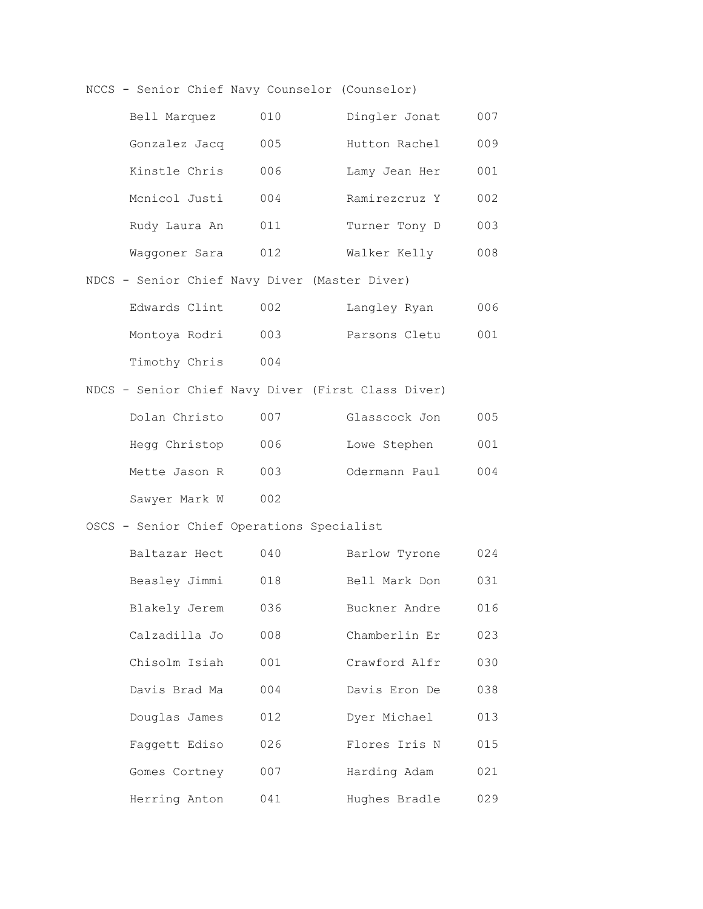NCCS - Senior Chief Navy Counselor (Counselor)

| | | | |
|---|---|---|---|
| Bell Marquez | 010 | Dingler Jonat | 007 |
| Gonzalez Jacq | 005 | Hutton Rachel | 009 |
| Kinstle Chris | 006 | Lamy Jean Her | 001 |
| Mcnicol Justi | 004 | Ramirezcruz Y | 002 |
| Rudy Laura An | 011 | Turner Tony D | 003 |
| Waggoner Sara | 012 | Walker Kelly | 008 |

NDCS - Senior Chief Navy Diver (Master Diver)

| | | | |
|---|---|---|---|
| Edwards Clint | 002 | Langley Ryan | 006 |
| Montoya Rodri | 003 | Parsons Cletu | 001 |
| Timothy Chris | 004 | | |

NDCS - Senior Chief Navy Diver (First Class Diver)

| | | | |
|---|---|---|---|
| Dolan Christo | 007 | Glasscock Jon | 005 |
| Hegg Christop | 006 | Lowe Stephen | 001 |
| Mette Jason R | 003 | Odermann Paul | 004 |
| Sawyer Mark W | 002 | | |

OSCS - Senior Chief Operations Specialist

| | | | |
|---|---|---|---|
| Baltazar Hect | 040 | Barlow Tyrone | 024 |
| Beasley Jimmi | 018 | Bell Mark Don | 031 |
| Blakely Jerem | 036 | Buckner Andre | 016 |
| Calzadilla Jo | 008 | Chamberlin Er | 023 |
| Chisolm Isiah | 001 | Crawford Alfr | 030 |
| Davis Brad Ma | 004 | Davis Eron De | 038 |
| Douglas James | 012 | Dyer Michael | 013 |
| Faggett Ediso | 026 | Flores Iris N | 015 |
| Gomes Cortney | 007 | Harding Adam | 021 |
| Herring Anton | 041 | Hughes Bradle | 029 |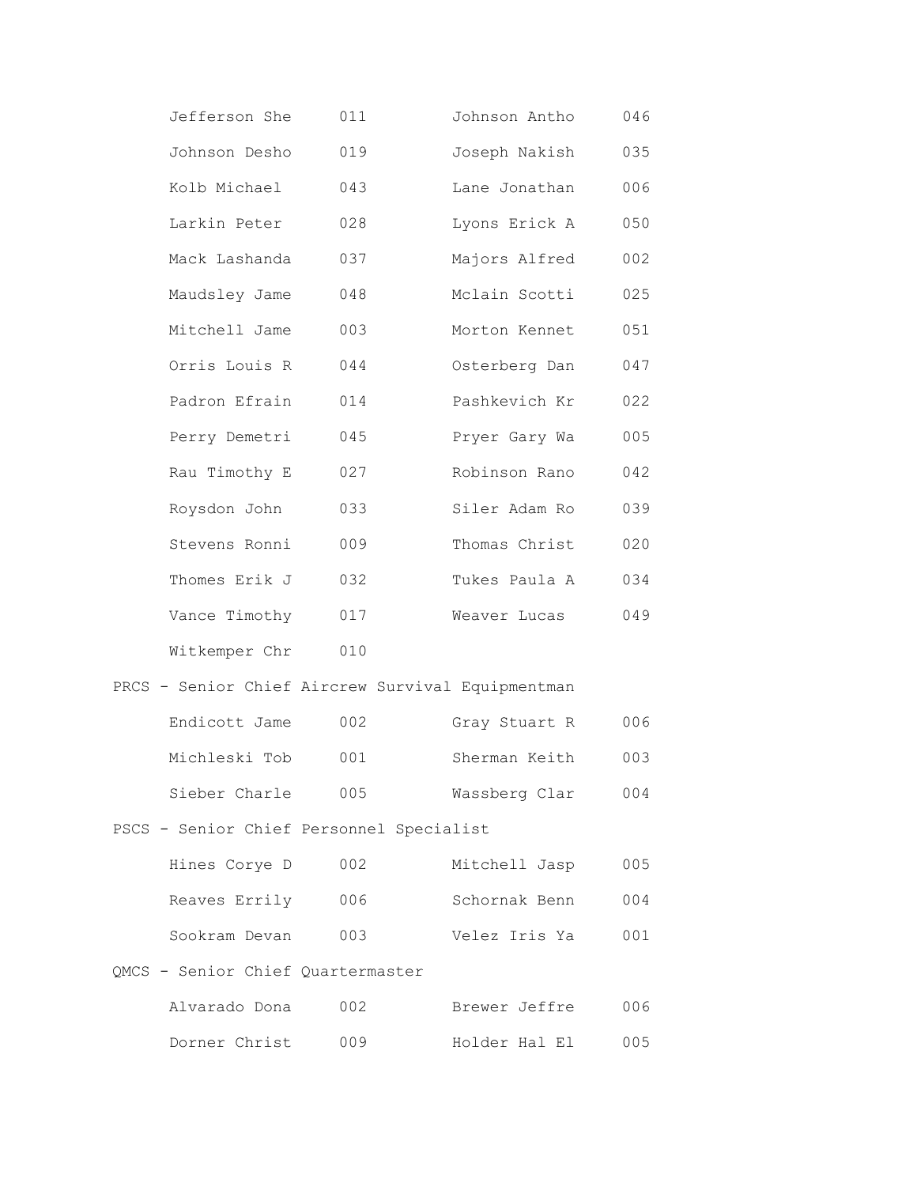| | | | |
|---|---|---|---|
| Jefferson She | 011 | Johnson Antho | 046 |
| Johnson Desho | 019 | Joseph Nakish | 035 |
| Kolb Michael | 043 | Lane Jonathan | 006 |
| Larkin Peter | 028 | Lyons Erick A | 050 |
| Mack Lashanda | 037 | Majors Alfred | 002 |
| Maudsley Jame | 048 | Mclain Scotti | 025 |
| Mitchell Jame | 003 | Morton Kennet | 051 |
| Orris Louis R | 044 | Osterberg Dan | 047 |
| Padron Efrain | 014 | Pashkevich Kr | 022 |
| Perry Demetri | 045 | Pryer Gary Wa | 005 |
| Rau Timothy E | 027 | Robinson Rano | 042 |
| Roysdon John | 033 | Siler Adam Ro | 039 |
| Stevens Ronni | 009 | Thomas Christ | 020 |
| Thomes Erik J | 032 | Tukes Paula A | 034 |
| Vance Timothy | 017 | Weaver Lucas | 049 |
| Witkemper Chr | 010 | | |

PRCS - Senior Chief Aircrew Survival Equipmentman

| | | | |
|---|---|---|---|
| Endicott Jame | 002 | Gray Stuart R | 006 |
| Michleski Tob | 001 | Sherman Keith | 003 |
| Sieber Charle | 005 | Wassberg Clar | 004 |

PSCS - Senior Chief Personnel Specialist

| | | | |
|---|---|---|---|
| Hines Corye D | 002 | Mitchell Jasp | 005 |
| Reaves Errily | 006 | Schornak Benn | 004 |
| Sookram Devan | 003 | Velez Iris Ya | 001 |

QMCS - Senior Chief Quartermaster

| | | | |
|---|---|---|---|
| Alvarado Dona | 002 | Brewer Jeffre | 006 |
| Dorner Christ | 009 | Holder Hal El | 005 |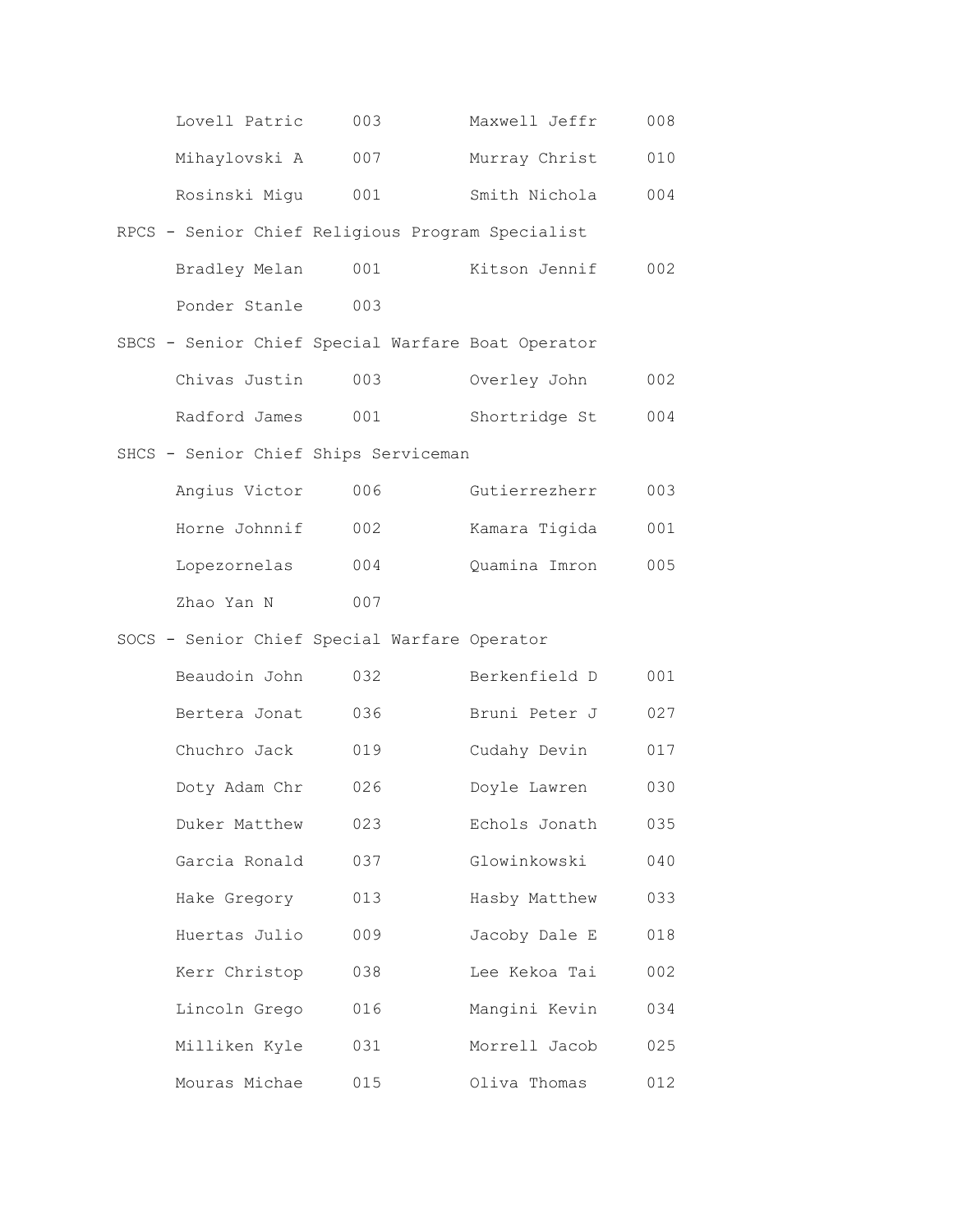Lovell Patric 003 Maxwell Jeffr 008

Mihaylovski A 007 Murray Christ 010

Rosinski Migu 001 Smith Nichola 004

RPCS - Senior Chief Religious Program Specialist

Bradley Melan 001 Kitson Jennif 002

Ponder Stanle 003

SBCS - Senior Chief Special Warfare Boat Operator

Chivas Justin 003 Overley John 002

Radford James 001 Shortridge St 004

SHCS - Senior Chief Ships Serviceman

Angius Victor 006 Gutierrezherr 003

Horne Johnnif 002 Kamara Tigida 001

Lopezornelas 004 Quamina Imron 005

Zhao Yan N 007

SOCS - Senior Chief Special Warfare Operator

Beaudoin John 032 Berkenfield D 001

Bertera Jonat 036 Bruni Peter J 027

Chuchro Jack 019 Cudahy Devin 017

Doty Adam Chr 026 Doyle Lawren 030

Duker Matthew 023 Echols Jonath 035

Garcia Ronald 037 Glowinkowski 040

Hake Gregory 013 Hasby Matthew 033

Huertas Julio 009 Jacoby Dale E 018

Kerr Christop 038 Lee Kekoa Tai 002

Lincoln Grego 016 Mangini Kevin 034

Milliken Kyle 031 Morrell Jacob 025

Mouras Michae 015 Oliva Thomas 012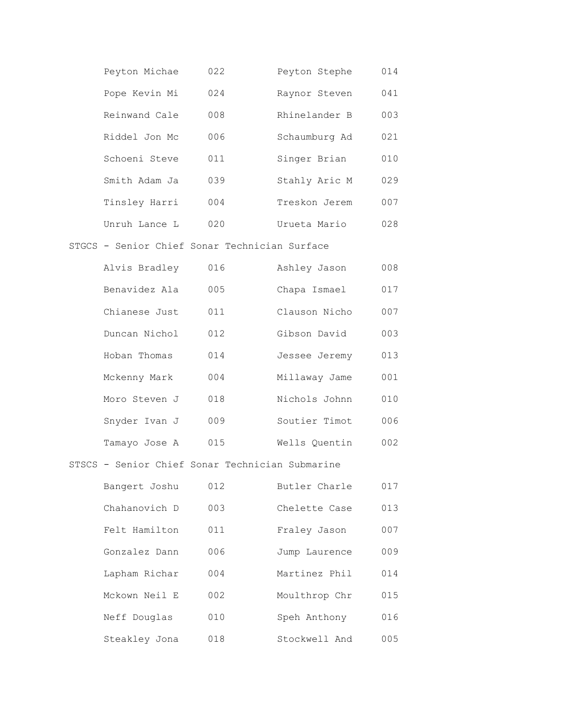| | | | |
|---|---|---|---|
| Peyton Michae | 022 | Peyton Stephe | 014 |
| Pope Kevin Mi | 024 | Raynor Steven | 041 |
| Reinwand Cale | 008 | Rhinelander B | 003 |
| Riddel Jon Mc | 006 | Schaumburg Ad | 021 |
| Schoeni Steve | 011 | Singer Brian | 010 |
| Smith Adam Ja | 039 | Stahly Aric M | 029 |
| Tinsley Harri | 004 | Treskon Jerem | 007 |
| Unruh Lance L | 020 | Urueta Mario | 028 |

STGCS - Senior Chief Sonar Technician Surface

| | | | |
|---|---|---|---|
| Alvis Bradley | 016 | Ashley Jason | 008 |
| Benavidez Ala | 005 | Chapa Ismael | 017 |
| Chianese Just | 011 | Clauson Nicho | 007 |
| Duncan Nichol | 012 | Gibson David | 003 |
| Hoban Thomas | 014 | Jessee Jeremy | 013 |
| Mckenny Mark | 004 | Millaway Jame | 001 |
| Moro Steven J | 018 | Nichols Johnn | 010 |
| Snyder Ivan J | 009 | Soutier Timot | 006 |
| Tamayo Jose A | 015 | Wells Quentin | 002 |

STSCS - Senior Chief Sonar Technician Submarine

| | | | |
|---|---|---|---|
| Bangert Joshu | 012 | Butler Charle | 017 |
| Chahanovich D | 003 | Chelette Case | 013 |
| Felt Hamilton | 011 | Fraley Jason | 007 |
| Gonzalez Dann | 006 | Jump Laurence | 009 |
| Lapham Richar | 004 | Martinez Phil | 014 |
| Mckown Neil E | 002 | Moulthrop Chr | 015 |
| Neff Douglas | 010 | Speh Anthony | 016 |
| Steakley Jona | 018 | Stockwell And | 005 |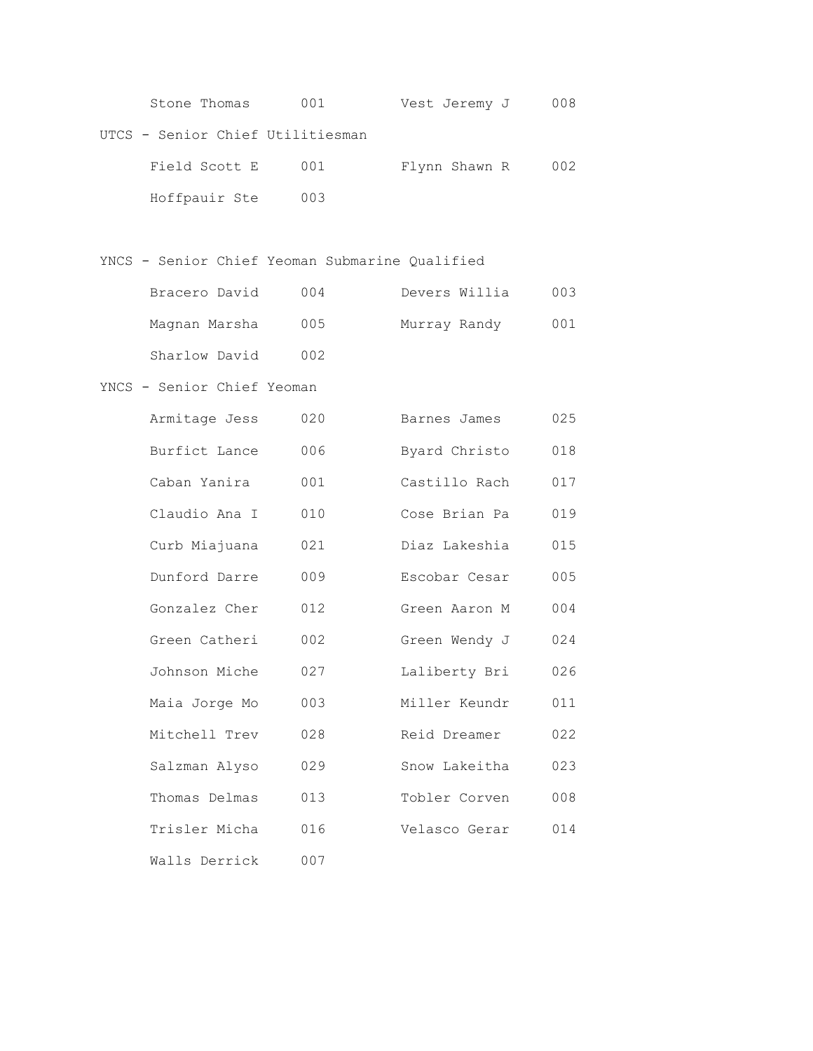| | | | |
|---|---|---|---|
| Stone Thomas | 001 | Vest Jeremy J | 008 |

UTCS - Senior Chief Utilitiesman

| | | | |
|---|---|---|---|
| Field Scott E | 001 | Flynn Shawn R | 002 |
| Hoffpauir Ste | 003 | | |

YNCS - Senior Chief Yeoman Submarine Qualified

| | | | |
|---|---|---|---|
| Bracero David | 004 | Devers Willia | 003 |
| Magnan Marsha | 005 | Murray Randy | 001 |
| Sharlow David | 002 | | |

YNCS - Senior Chief Yeoman

| | | | |
|---|---|---|---|
| Armitage Jess | 020 | Barnes James | 025 |
| Burfict Lance | 006 | Byard Christo | 018 |
| Caban Yanira | 001 | Castillo Rach | 017 |
| Claudio Ana I | 010 | Cose Brian Pa | 019 |
| Curb Miajuana | 021 | Diaz Lakeshia | 015 |
| Dunford Darre | 009 | Escobar Cesar | 005 |
| Gonzalez Cher | 012 | Green Aaron M | 004 |
| Green Catheri | 002 | Green Wendy J | 024 |
| Johnson Miche | 027 | Laliberty Bri | 026 |
| Maia Jorge Mo | 003 | Miller Keundr | 011 |
| Mitchell Trev | 028 | Reid Dreamer | 022 |
| Salzman Alyso | 029 | Snow Lakeitha | 023 |
| Thomas Delmas | 013 | Tobler Corven | 008 |
| Trisler Micha | 016 | Velasco Gerar | 014 |
| Walls Derrick | 007 | | |